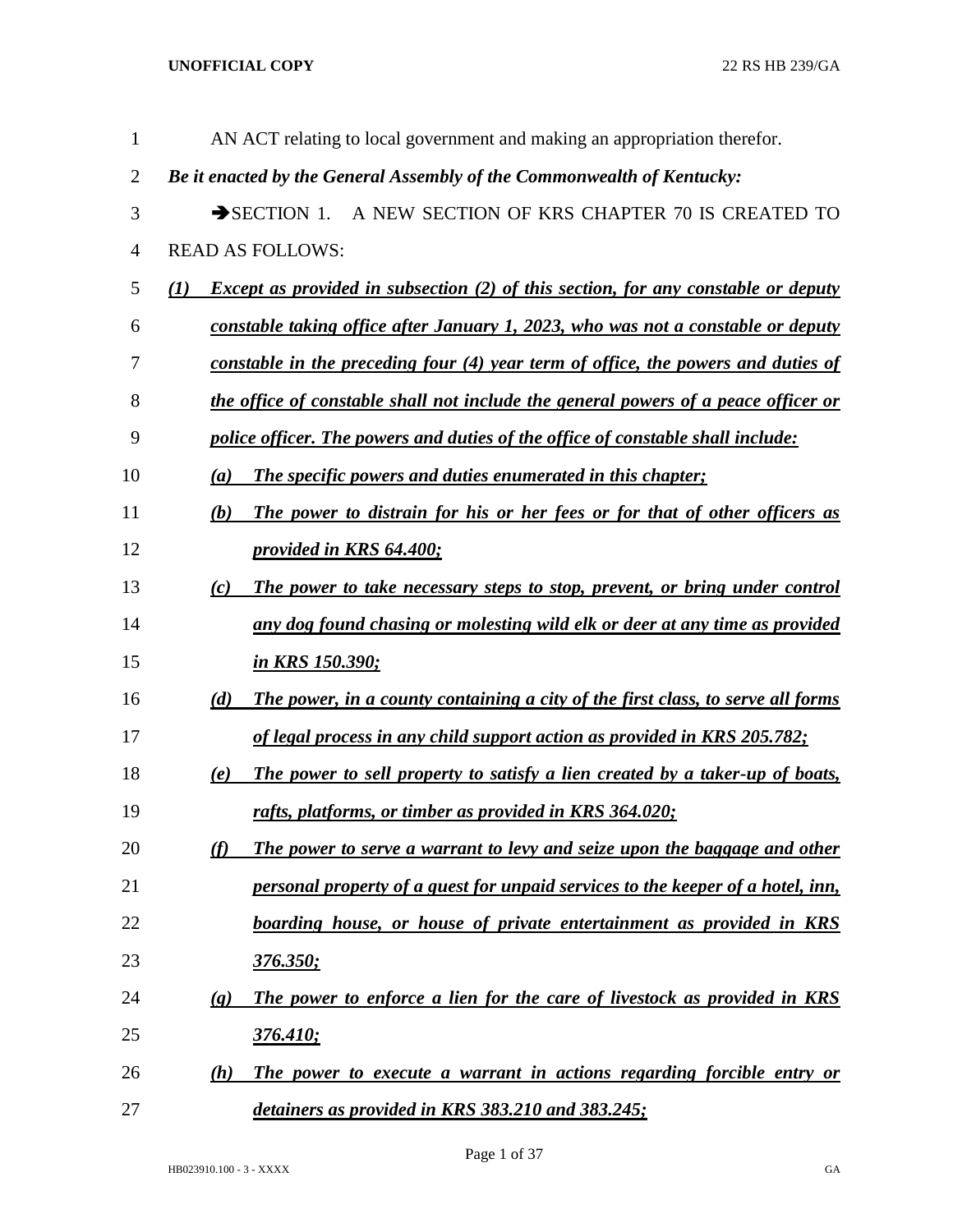AN ACT relating to local government and making an appropriation therefor.

***Be it enacted by the General Assembly of the Commonwealth of Kentucky:***

➔SECTION 1. A NEW SECTION OF KRS CHAPTER 70 IS CREATED TO READ AS FOLLOWS:

***(1) Except as provided in subsection (2) of this section, for any constable or deputy constable taking office after January 1, 2023, who was not a constable or deputy constable in the preceding four (4) year term of office, the powers and duties of the office of constable shall not include the general powers of a peace officer or police officer. The powers and duties of the office of constable shall include:***

***(a) The specific powers and duties enumerated in this chapter;***

***(b) The power to distrain for his or her fees or for that of other officers as provided in KRS 64.400;***

***(c) The power to take necessary steps to stop, prevent, or bring under control any dog found chasing or molesting wild elk or deer at any time as provided in KRS 150.390;***

***(d) The power, in a county containing a city of the first class, to serve all forms of legal process in any child support action as provided in KRS 205.782;***

***(e) The power to sell property to satisfy a lien created by a taker-up of boats, rafts, platforms, or timber as provided in KRS 364.020;***

***(f) The power to serve a warrant to levy and seize upon the baggage and other personal property of a guest for unpaid services to the keeper of a hotel, inn, boarding house, or house of private entertainment as provided in KRS 376.350;***

***(g) The power to enforce a lien for the care of livestock as provided in KRS 376.410;***

***(h) The power to execute a warrant in actions regarding forcible entry or detainers as provided in KRS 383.210 and 383.245;***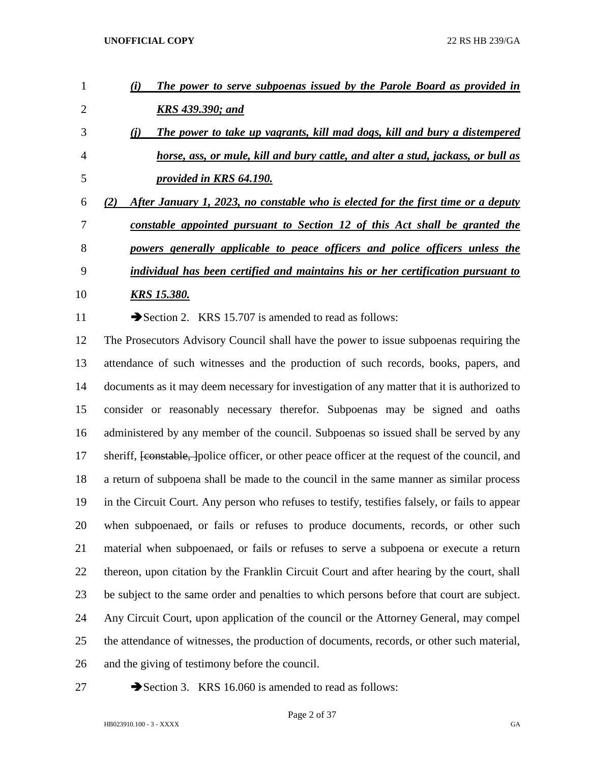*<u>(i) The power to serve subpoenas issued by the Parole Board as provided in KRS 439.390; and</u>*

*<u>(j) The power to take up vagrants, kill mad dogs, kill and bury a distempered horse, ass, or mule, kill and bury cattle, and alter a stud, jackass, or bull as provided in KRS 64.190.</u>*

*<u>(2) After January 1, 2023, no constable who is elected for the first time or a deputy constable appointed pursuant to Section 12 of this Act shall be granted the powers generally applicable to peace officers and police officers unless the individual has been certified and maintains his or her certification pursuant to KRS 15.380.</u>*

➔Section 2. KRS 15.707 is amended to read as follows:

The Prosecutors Advisory Council shall have the power to issue subpoenas requiring the attendance of such witnesses and the production of such records, books, papers, and documents as it may deem necessary for investigation of any matter that it is authorized to consider or reasonably necessary therefor. Subpoenas may be signed and oaths administered by any member of the council. Subpoenas so issued shall be served by any sheriff, ~~[constable, ]~~police officer, or other peace officer at the request of the council, and a return of subpoena shall be made to the council in the same manner as similar process in the Circuit Court. Any person who refuses to testify, testifies falsely, or fails to appear when subpoenaed, or fails or refuses to produce documents, records, or other such material when subpoenaed, or fails or refuses to serve a subpoena or execute a return thereon, upon citation by the Franklin Circuit Court and after hearing by the court, shall be subject to the same order and penalties to which persons before that court are subject. Any Circuit Court, upon application of the council or the Attorney General, may compel the attendance of witnesses, the production of documents, records, or other such material, and the giving of testimony before the council.

➔Section 3. KRS 16.060 is amended to read as follows: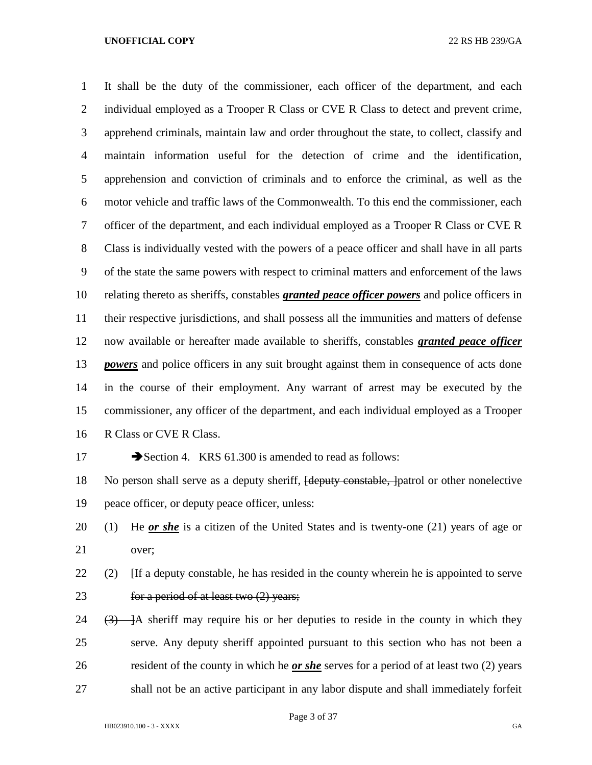It shall be the duty of the commissioner, each officer of the department, and each individual employed as a Trooper R Class or CVE R Class to detect and prevent crime, apprehend criminals, maintain law and order throughout the state, to collect, classify and maintain information useful for the detection of crime and the identification, apprehension and conviction of criminals and to enforce the criminal, as well as the motor vehicle and traffic laws of the Commonwealth. To this end the commissioner, each officer of the department, and each individual employed as a Trooper R Class or CVE R Class is individually vested with the powers of a peace officer and shall have in all parts of the state the same powers with respect to criminal matters and enforcement of the laws relating thereto as sheriffs, constables ***granted peace officer powers*** and police officers in their respective jurisdictions, and shall possess all the immunities and matters of defense now available or hereafter made available to sheriffs, constables ***granted peace officer powers*** and police officers in any suit brought against them in consequence of acts done in the course of their employment. Any warrant of arrest may be executed by the commissioner, any officer of the department, and each individual employed as a Trooper R Class or CVE R Class.

➔Section 4. KRS 61.300 is amended to read as follows:

No person shall serve as a deputy sheriff, ~~[deputy constable, ]~~patrol or other nonelective peace officer, or deputy peace officer, unless:

(1) He ***or she*** is a citizen of the United States and is twenty-one (21) years of age or over;

(2) ~~[If a deputy constable, he has resided in the county wherein he is appointed to serve for a period of at least two (2) years;~~

~~(3) ]~~A sheriff may require his or her deputies to reside in the county in which they serve. Any deputy sheriff appointed pursuant to this section who has not been a resident of the county in which he ***or she*** serves for a period of at least two (2) years shall not be an active participant in any labor dispute and shall immediately forfeit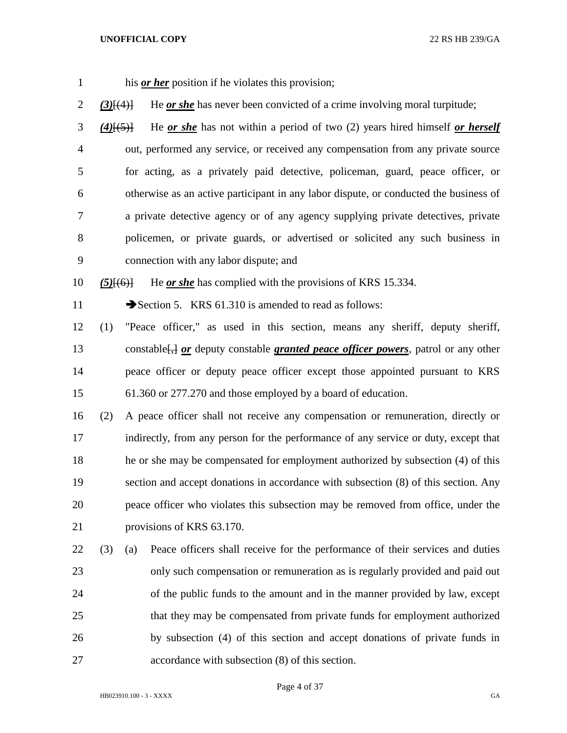his ***or her*** position if he violates this provision;

***(3)***[(4)] He ***or she*** has never been convicted of a crime involving moral turpitude;

***(4)***[(5)] He ***or she*** has not within a period of two (2) years hired himself ***or herself*** out, performed any service, or received any compensation from any private source for acting, as a privately paid detective, policeman, guard, peace officer, or otherwise as an active participant in any labor dispute, or conducted the business of a private detective agency or of any agency supplying private detectives, private policemen, or private guards, or advertised or solicited any such business in connection with any labor dispute; and

***(5)***[(6)] He ***or she*** has complied with the provisions of KRS 15.334.

➔Section 5. KRS 61.310 is amended to read as follows:

(1) "Peace officer," as used in this section, means any sheriff, deputy sheriff, constable[,] ***or*** deputy constable ***granted peace officer powers***, patrol or any other peace officer or deputy peace officer except those appointed pursuant to KRS 61.360 or 277.270 and those employed by a board of education.

(2) A peace officer shall not receive any compensation or remuneration, directly or indirectly, from any person for the performance of any service or duty, except that he or she may be compensated for employment authorized by subsection (4) of this section and accept donations in accordance with subsection (8) of this section. Any peace officer who violates this subsection may be removed from office, under the provisions of KRS 63.170.

(3) (a) Peace officers shall receive for the performance of their services and duties only such compensation or remuneration as is regularly provided and paid out of the public funds to the amount and in the manner provided by law, except that they may be compensated from private funds for employment authorized by subsection (4) of this section and accept donations of private funds in accordance with subsection (8) of this section.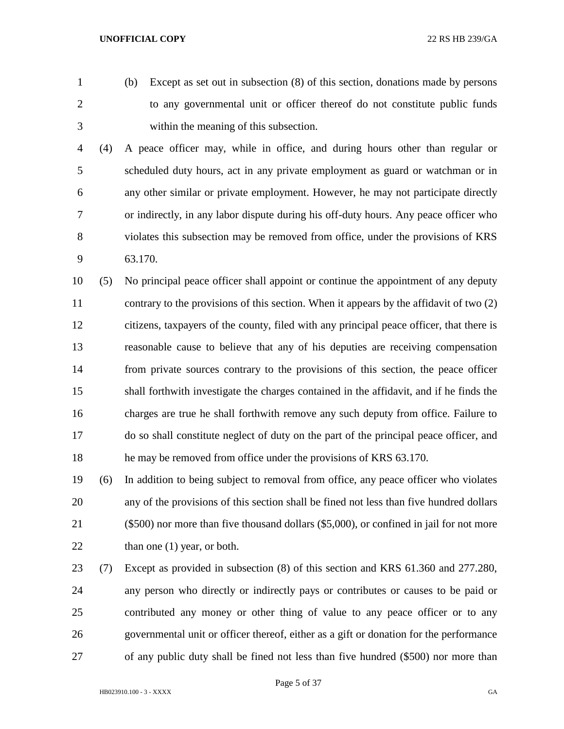(b) Except as set out in subsection (8) of this section, donations made by persons to any governmental unit or officer thereof do not constitute public funds within the meaning of this subsection.

(4) A peace officer may, while in office, and during hours other than regular or scheduled duty hours, act in any private employment as guard or watchman or in any other similar or private employment. However, he may not participate directly or indirectly, in any labor dispute during his off-duty hours. Any peace officer who violates this subsection may be removed from office, under the provisions of KRS 63.170.

(5) No principal peace officer shall appoint or continue the appointment of any deputy contrary to the provisions of this section. When it appears by the affidavit of two (2) citizens, taxpayers of the county, filed with any principal peace officer, that there is reasonable cause to believe that any of his deputies are receiving compensation from private sources contrary to the provisions of this section, the peace officer shall forthwith investigate the charges contained in the affidavit, and if he finds the charges are true he shall forthwith remove any such deputy from office. Failure to do so shall constitute neglect of duty on the part of the principal peace officer, and he may be removed from office under the provisions of KRS 63.170.

(6) In addition to being subject to removal from office, any peace officer who violates any of the provisions of this section shall be fined not less than five hundred dollars ($500) nor more than five thousand dollars ($5,000), or confined in jail for not more than one (1) year, or both.

(7) Except as provided in subsection (8) of this section and KRS 61.360 and 277.280, any person who directly or indirectly pays or contributes or causes to be paid or contributed any money or other thing of value to any peace officer or to any governmental unit or officer thereof, either as a gift or donation for the performance of any public duty shall be fined not less than five hundred ($500) nor more than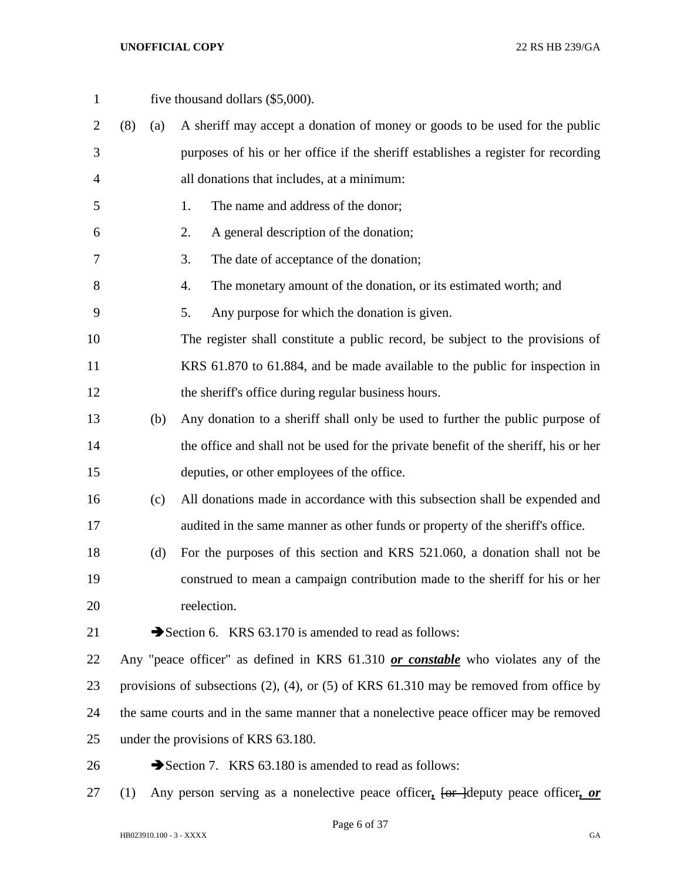five thousand dollars ($5,000).

(8) (a) A sheriff may accept a donation of money or goods to be used for the public purposes of his or her office if the sheriff establishes a register for recording all donations that includes, at a minimum:

1. The name and address of the donor;
2. A general description of the donation;
3. The date of acceptance of the donation;
4. The monetary amount of the donation, or its estimated worth; and
5. Any purpose for which the donation is given.

The register shall constitute a public record, be subject to the provisions of KRS 61.870 to 61.884, and be made available to the public for inspection in the sheriff's office during regular business hours.

(b) Any donation to a sheriff shall only be used to further the public purpose of the office and shall not be used for the private benefit of the sheriff, his or her deputies, or other employees of the office.

(c) All donations made in accordance with this subsection shall be expended and audited in the same manner as other funds or property of the sheriff's office.

(d) For the purposes of this section and KRS 521.060, a donation shall not be construed to mean a campaign contribution made to the sheriff for his or her reelection.

➔Section 6. KRS 63.170 is amended to read as follows:

Any "peace officer" as defined in KRS 61.310 ***or constable*** who violates any of the provisions of subsections (2), (4), or (5) of KRS 61.310 may be removed from office by the same courts and in the same manner that a nonelective peace officer may be removed under the provisions of KRS 63.180.

➔Section 7. KRS 63.180 is amended to read as follows:

(1) Any person serving as a nonelective peace officer***,*** ~~[or ]~~deputy peace officer***, or***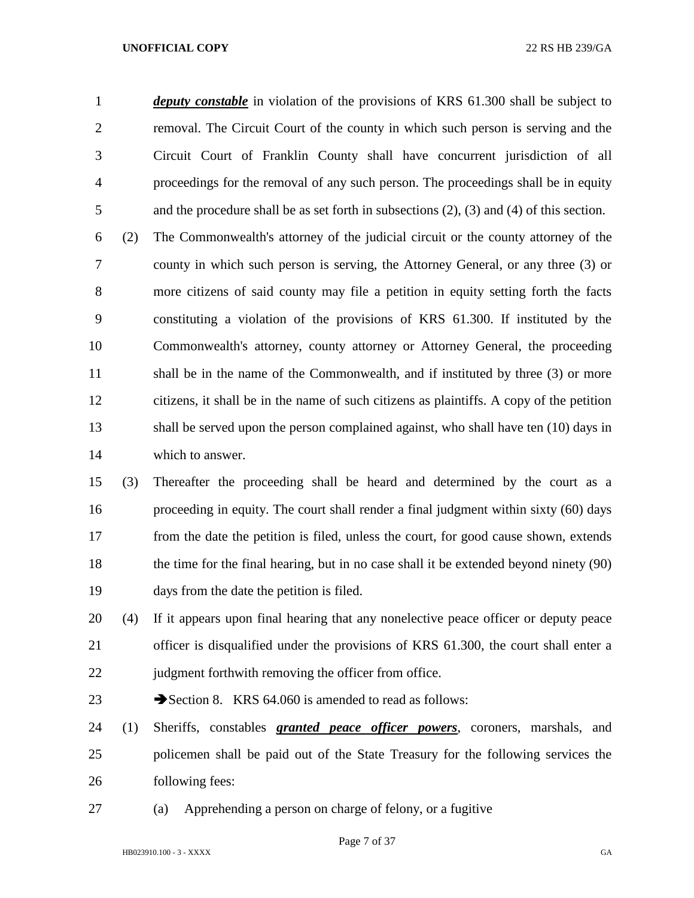***deputy constable*** in violation of the provisions of KRS 61.300 shall be subject to removal. The Circuit Court of the county in which such person is serving and the Circuit Court of Franklin County shall have concurrent jurisdiction of all proceedings for the removal of any such person. The proceedings shall be in equity and the procedure shall be as set forth in subsections (2), (3) and (4) of this section.

(2) The Commonwealth's attorney of the judicial circuit or the county attorney of the county in which such person is serving, the Attorney General, or any three (3) or more citizens of said county may file a petition in equity setting forth the facts constituting a violation of the provisions of KRS 61.300. If instituted by the Commonwealth's attorney, county attorney or Attorney General, the proceeding shall be in the name of the Commonwealth, and if instituted by three (3) or more citizens, it shall be in the name of such citizens as plaintiffs. A copy of the petition shall be served upon the person complained against, who shall have ten (10) days in which to answer.

(3) Thereafter the proceeding shall be heard and determined by the court as a proceeding in equity. The court shall render a final judgment within sixty (60) days from the date the petition is filed, unless the court, for good cause shown, extends the time for the final hearing, but in no case shall it be extended beyond ninety (90) days from the date the petition is filed.

(4) If it appears upon final hearing that any nonelective peace officer or deputy peace officer is disqualified under the provisions of KRS 61.300, the court shall enter a judgment forthwith removing the officer from office.

➔Section 8. KRS 64.060 is amended to read as follows:

(1) Sheriffs, constables ***granted peace officer powers***, coroners, marshals, and policemen shall be paid out of the State Treasury for the following services the following fees:

(a) Apprehending a person on charge of felony, or a fugitive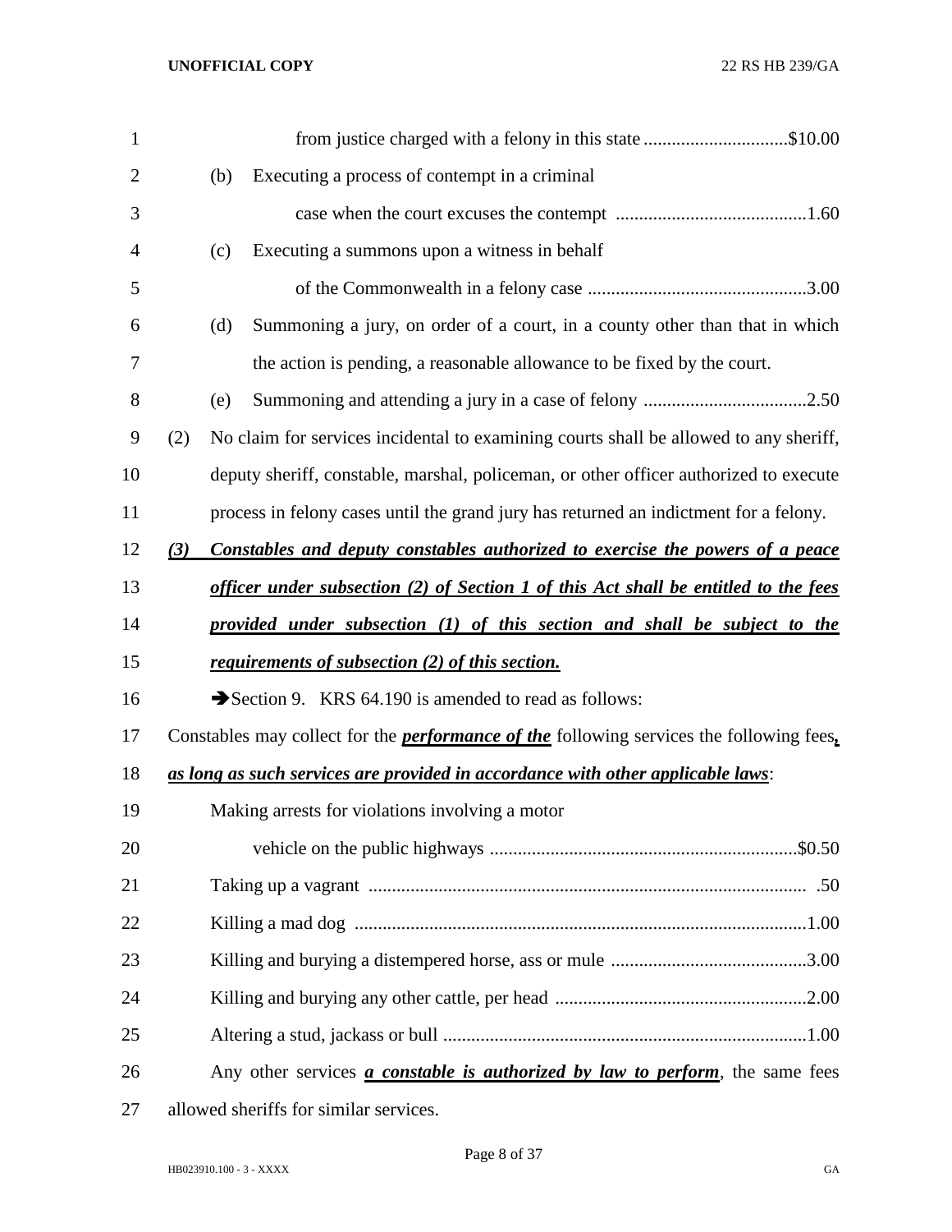from justice charged with a felony in this state ...............................$10.00

(b) Executing a process of contempt in a criminal case when the court excuses the contempt .........................................1.60

(c) Executing a summons upon a witness in behalf of the Commonwealth in a felony case ...............................................3.00

(d) Summoning a jury, on order of a court, in a county other than that in which the action is pending, a reasonable allowance to be fixed by the court.

(e) Summoning and attending a jury in a case of felony ...................................2.50

(2) No claim for services incidental to examining courts shall be allowed to any sheriff, deputy sheriff, constable, marshal, policeman, or other officer authorized to execute process in felony cases until the grand jury has returned an indictment for a felony.

***(3) Constables and deputy constables authorized to exercise the powers of a peace officer under subsection (2) of Section 1 of this Act shall be entitled to the fees provided under subsection (1) of this section and shall be subject to the requirements of subsection (2) of this section.***

➔Section 9. KRS 64.190 is amended to read as follows:

Constables may collect for the ***performance of the*** following services the following fees***, as long as such services are provided in accordance with other applicable laws***:

Making arrests for violations involving a motor vehicle on the public highways .................................................................$0.50

Taking up a vagrant ............................................................................................ .50

Killing a mad dog ................................................................................................1.00

Killing and burying a distempered horse, ass or mule ..........................................3.00

Killing and burying any other cattle, per head ......................................................2.00

Altering a stud, jackass or bull ..............................................................................1.00

Any other services ***a constable is authorized by law to perform***, the same fees allowed sheriffs for similar services.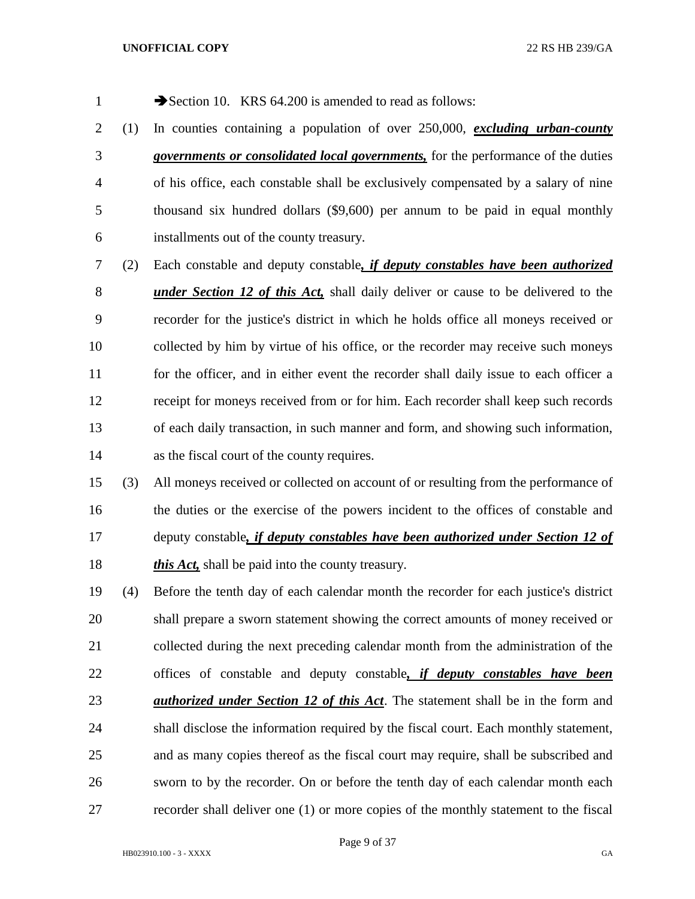➔Section 10. KRS 64.200 is amended to read as follows:

(1) In counties containing a population of over 250,000, ***excluding urban-county governments or consolidated local governments,*** for the performance of the duties of his office, each constable shall be exclusively compensated by a salary of nine thousand six hundred dollars ($9,600) per annum to be paid in equal monthly installments out of the county treasury.

(2) Each constable and deputy constable***, if deputy constables have been authorized under Section 12 of this Act,*** shall daily deliver or cause to be delivered to the recorder for the justice's district in which he holds office all moneys received or collected by him by virtue of his office, or the recorder may receive such moneys for the officer, and in either event the recorder shall daily issue to each officer a receipt for moneys received from or for him. Each recorder shall keep such records of each daily transaction, in such manner and form, and showing such information, as the fiscal court of the county requires.

(3) All moneys received or collected on account of or resulting from the performance of the duties or the exercise of the powers incident to the offices of constable and deputy constable***, if deputy constables have been authorized under Section 12 of this Act,*** shall be paid into the county treasury.

(4) Before the tenth day of each calendar month the recorder for each justice's district shall prepare a sworn statement showing the correct amounts of money received or collected during the next preceding calendar month from the administration of the offices of constable and deputy constable***, if deputy constables have been authorized under Section 12 of this Act***. The statement shall be in the form and shall disclose the information required by the fiscal court. Each monthly statement, and as many copies thereof as the fiscal court may require, shall be subscribed and sworn to by the recorder. On or before the tenth day of each calendar month each recorder shall deliver one (1) or more copies of the monthly statement to the fiscal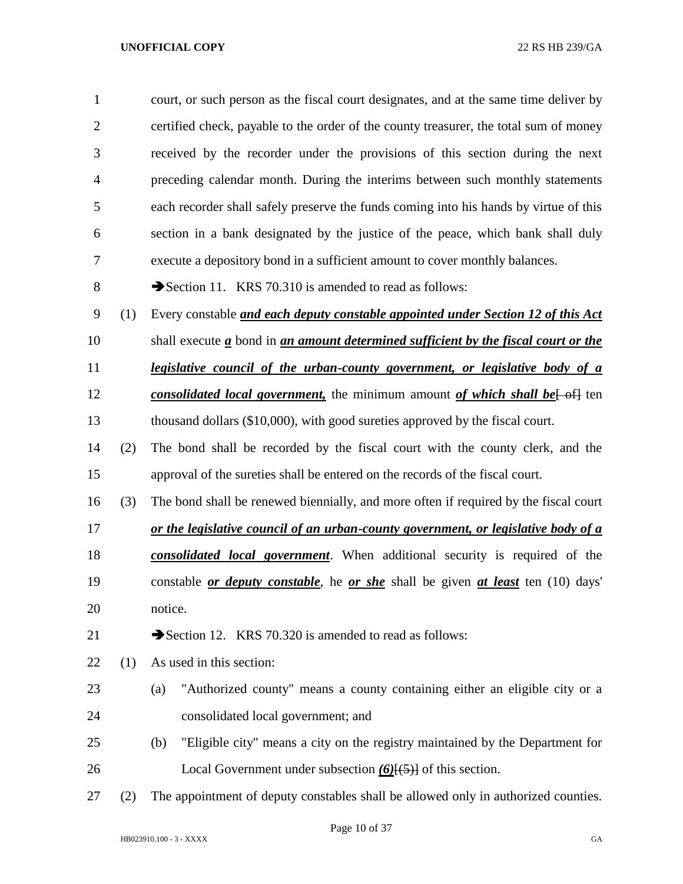court, or such person as the fiscal court designates, and at the same time deliver by certified check, payable to the order of the county treasurer, the total sum of money received by the recorder under the provisions of this section during the next preceding calendar month. During the interims between such monthly statements each recorder shall safely preserve the funds coming into his hands by virtue of this section in a bank designated by the justice of the peace, which bank shall duly execute a depository bond in a sufficient amount to cover monthly balances.

➔Section 11. KRS 70.310 is amended to read as follows:

(1) Every constable ***and each deputy constable appointed under Section 12 of this Act*** shall execute ***a*** bond in ***an amount determined sufficient by the fiscal court or the legislative council of the urban-county government, or legislative body of a consolidated local government,*** the minimum amount ***of which shall be***[ of] ten thousand dollars ($10,000), with good sureties approved by the fiscal court.

(2) The bond shall be recorded by the fiscal court with the county clerk, and the approval of the sureties shall be entered on the records of the fiscal court.

(3) The bond shall be renewed biennially, and more often if required by the fiscal court ***or the legislative council of an urban-county government, or legislative body of a consolidated local government***. When additional security is required of the constable ***or deputy constable***, he ***or she*** shall be given ***at least*** ten (10) days' notice.

➔Section 12. KRS 70.320 is amended to read as follows:

(1) As used in this section:

(a) "Authorized county" means a county containing either an eligible city or a consolidated local government; and

(b) "Eligible city" means a city on the registry maintained by the Department for Local Government under subsection ***(6)***[(5)] of this section.

(2) The appointment of deputy constables shall be allowed only in authorized counties.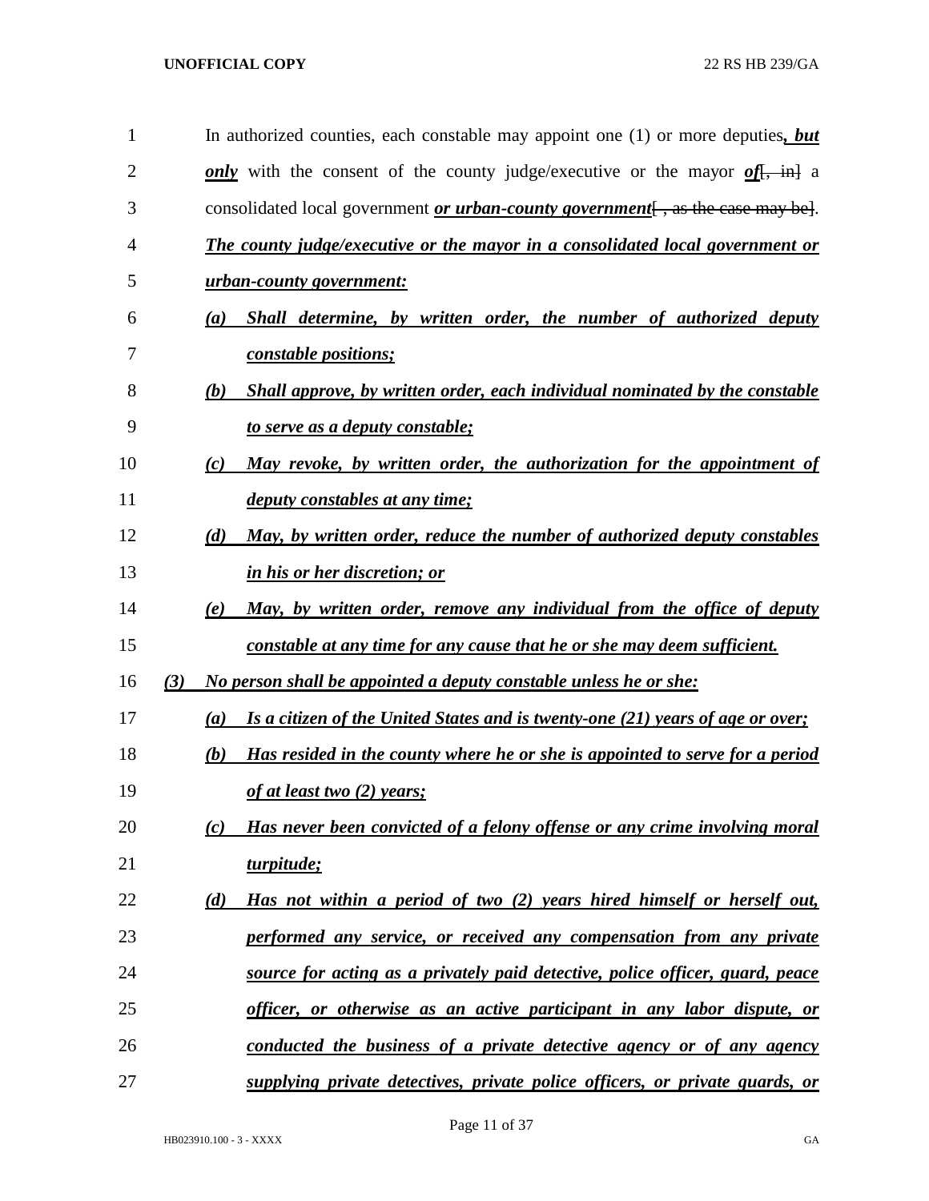In authorized counties, each constable may appoint one (1) or more deputies***, but only*** with the consent of the county judge/executive or the mayor ***of***[, in] a consolidated local government ***or urban-county government***[ , as the case may be]. ***The county judge/executive or the mayor in a consolidated local government or urban-county government:***

***(a) Shall determine, by written order, the number of authorized deputy constable positions;***

***(b) Shall approve, by written order, each individual nominated by the constable to serve as a deputy constable;***

***(c) May revoke, by written order, the authorization for the appointment of deputy constables at any time;***

***(d) May, by written order, reduce the number of authorized deputy constables in his or her discretion; or***

***(e) May, by written order, remove any individual from the office of deputy constable at any time for any cause that he or she may deem sufficient.***

***(3) No person shall be appointed a deputy constable unless he or she:***

***(a) Is a citizen of the United States and is twenty-one (21) years of age or over;***

***(b) Has resided in the county where he or she is appointed to serve for a period of at least two (2) years;***

***(c) Has never been convicted of a felony offense or any crime involving moral turpitude;***

***(d) Has not within a period of two (2) years hired himself or herself out, performed any service, or received any compensation from any private source for acting as a privately paid detective, police officer, guard, peace officer, or otherwise as an active participant in any labor dispute, or conducted the business of a private detective agency or of any agency supplying private detectives, private police officers, or private guards, or***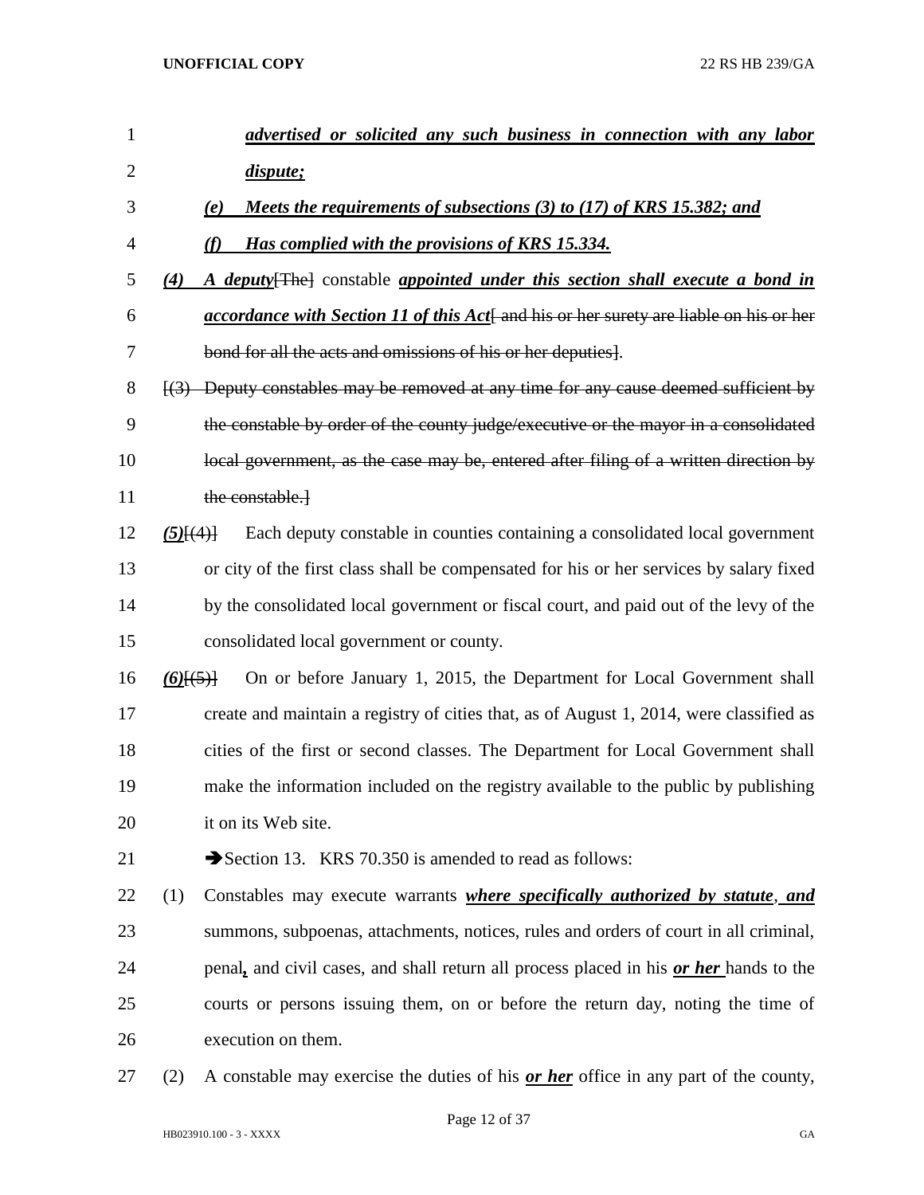***advertised or solicited any such business in connection with any labor dispute;***

***(e) Meets the requirements of subsections (3) to (17) of KRS 15.382; and***

***(f) Has complied with the provisions of KRS 15.334.***

***(4)*** ***A deputy***~~[The]~~ constable ***appointed under this section shall execute a bond in accordance with Section 11 of this Act***~~[ and his or her surety are liable on his or her bond for all the acts and omissions of his or her deputies]~~.

~~[(3) Deputy constables may be removed at any time for any cause deemed sufficient by the constable by order of the county judge/executive or the mayor in a consolidated local government, as the case may be, entered after filing of a written direction by the constable.]~~

***(5)***~~[(4)]~~ Each deputy constable in counties containing a consolidated local government or city of the first class shall be compensated for his or her services by salary fixed by the consolidated local government or fiscal court, and paid out of the levy of the consolidated local government or county.

***(6)***~~[(5)]~~ On or before January 1, 2015, the Department for Local Government shall create and maintain a registry of cities that, as of August 1, 2014, were classified as cities of the first or second classes. The Department for Local Government shall make the information included on the registry available to the public by publishing it on its Web site.

➔Section 13. KRS 70.350 is amended to read as follows:

(1) Constables may execute warrants ***where specifically authorized by statute***, ***and*** summons, subpoenas, attachments, notices, rules and orders of court in all criminal, penal***,*** and civil cases, and shall return all process placed in his ***or her*** hands to the courts or persons issuing them, on or before the return day, noting the time of execution on them.

(2) A constable may exercise the duties of his ***or her*** office in any part of the county,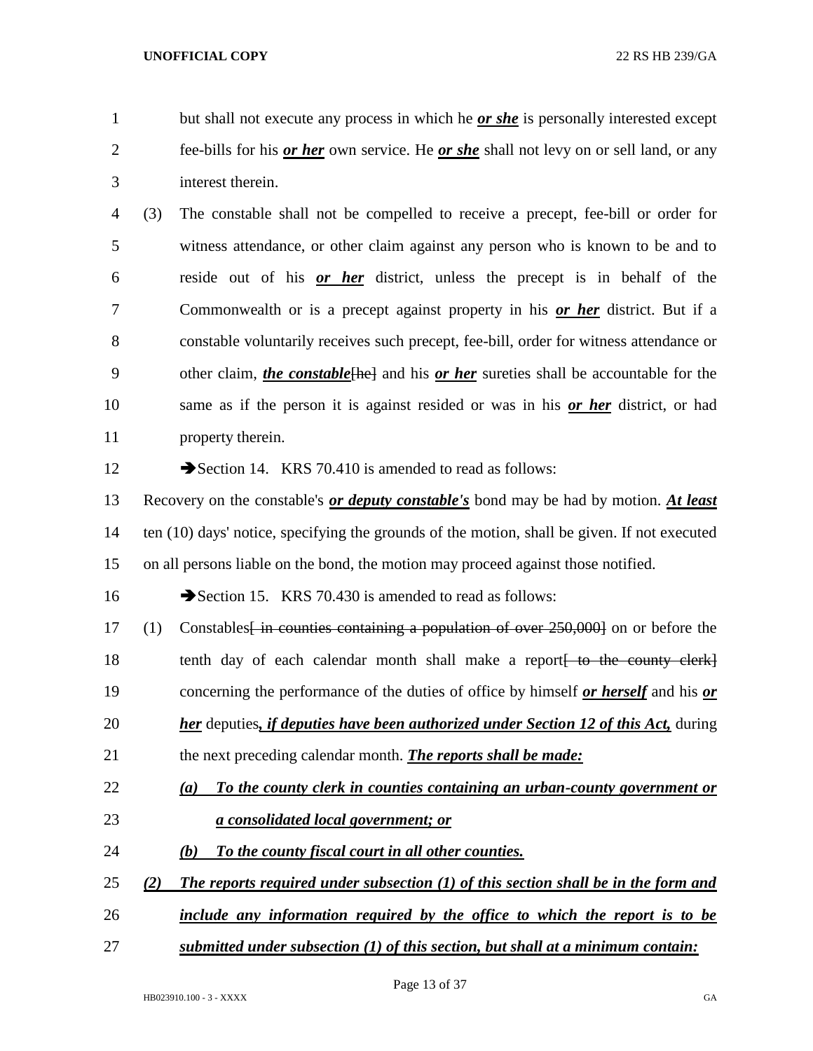but shall not execute any process in which he ***or she*** is personally interested except fee-bills for his ***or her*** own service. He ***or she*** shall not levy on or sell land, or any interest therein.

(3) The constable shall not be compelled to receive a precept, fee-bill or order for witness attendance, or other claim against any person who is known to be and to reside out of his ***or her*** district, unless the precept is in behalf of the Commonwealth or is a precept against property in his ***or her*** district. But if a constable voluntarily receives such precept, fee-bill, order for witness attendance or other claim, ***the constable***~~[he]~~ and his ***or her*** sureties shall be accountable for the same as if the person it is against resided or was in his ***or her*** district, or had property therein.

➔Section 14. KRS 70.410 is amended to read as follows:

Recovery on the constable's ***or deputy constable's*** bond may be had by motion. ***At least*** ten (10) days' notice, specifying the grounds of the motion, shall be given. If not executed on all persons liable on the bond, the motion may proceed against those notified.

➔Section 15. KRS 70.430 is amended to read as follows:

(1) Constables~~[ in counties containing a population of over 250,000]~~ on or before the tenth day of each calendar month shall make a report~~[ to the county clerk]~~ concerning the performance of the duties of office by himself ***or herself*** and his ***or her*** deputies***, if deputies have been authorized under Section 12 of this Act,*** during the next preceding calendar month. ***The reports shall be made:***

***(a) To the county clerk in counties containing an urban-county government or a consolidated local government; or***

***(b) To the county fiscal court in all other counties.***

***(2) The reports required under subsection (1) of this section shall be in the form and include any information required by the office to which the report is to be submitted under subsection (1) of this section, but shall at a minimum contain:***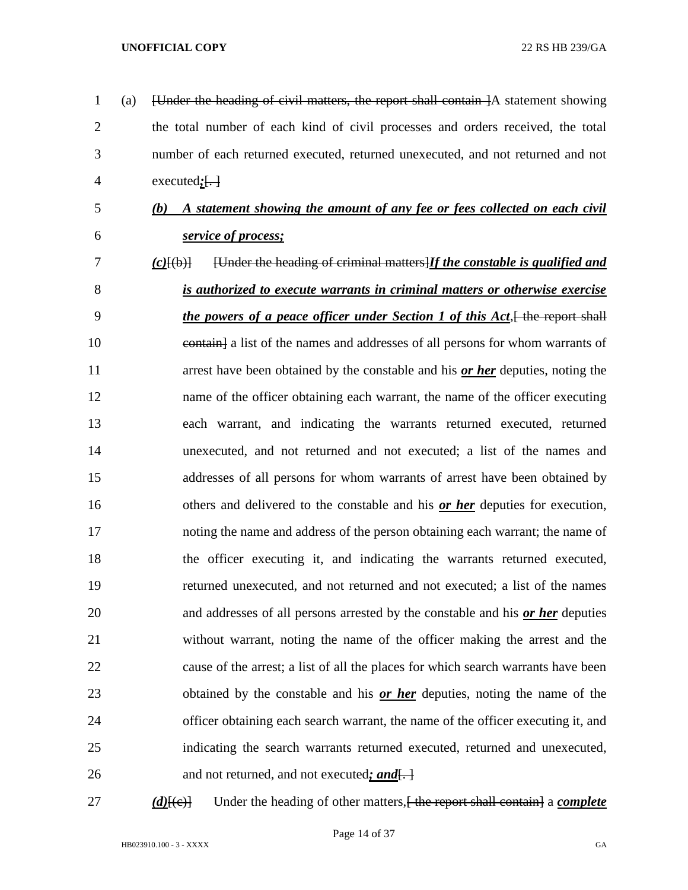(a) ~~[Under the heading of civil matters, the report shall contain ]~~A statement showing the total number of each kind of civil processes and orders received, the total number of each returned executed, returned unexecuted, and not returned and not executed***;***~~[. ]~~

***(b) A statement showing the amount of any fee or fees collected on each civil service of process;***

***(c)***~~[(b)]~~ ~~[Under the heading of criminal matters]~~***If the constable is qualified and is authorized to execute warrants in criminal matters or otherwise exercise the powers of a peace officer under Section 1 of this Act***,~~[ the report shall contain]~~ a list of the names and addresses of all persons for whom warrants of arrest have been obtained by the constable and his ***or her*** deputies, noting the name of the officer obtaining each warrant, the name of the officer executing each warrant, and indicating the warrants returned executed, returned unexecuted, and not returned and not executed; a list of the names and addresses of all persons for whom warrants of arrest have been obtained by others and delivered to the constable and his ***or her*** deputies for execution, noting the name and address of the person obtaining each warrant; the name of the officer executing it, and indicating the warrants returned executed, returned unexecuted, and not returned and not executed; a list of the names and addresses of all persons arrested by the constable and his ***or her*** deputies without warrant, noting the name of the officer making the arrest and the cause of the arrest; a list of all the places for which search warrants have been obtained by the constable and his ***or her*** deputies, noting the name of the officer obtaining each search warrant, the name of the officer executing it, and indicating the search warrants returned executed, returned and unexecuted, and not returned, and not executed***; and***~~[. ]~~

***(d)***~~[(c)]~~ Under the heading of other matters,~~[ the report shall contain]~~ a ***complete***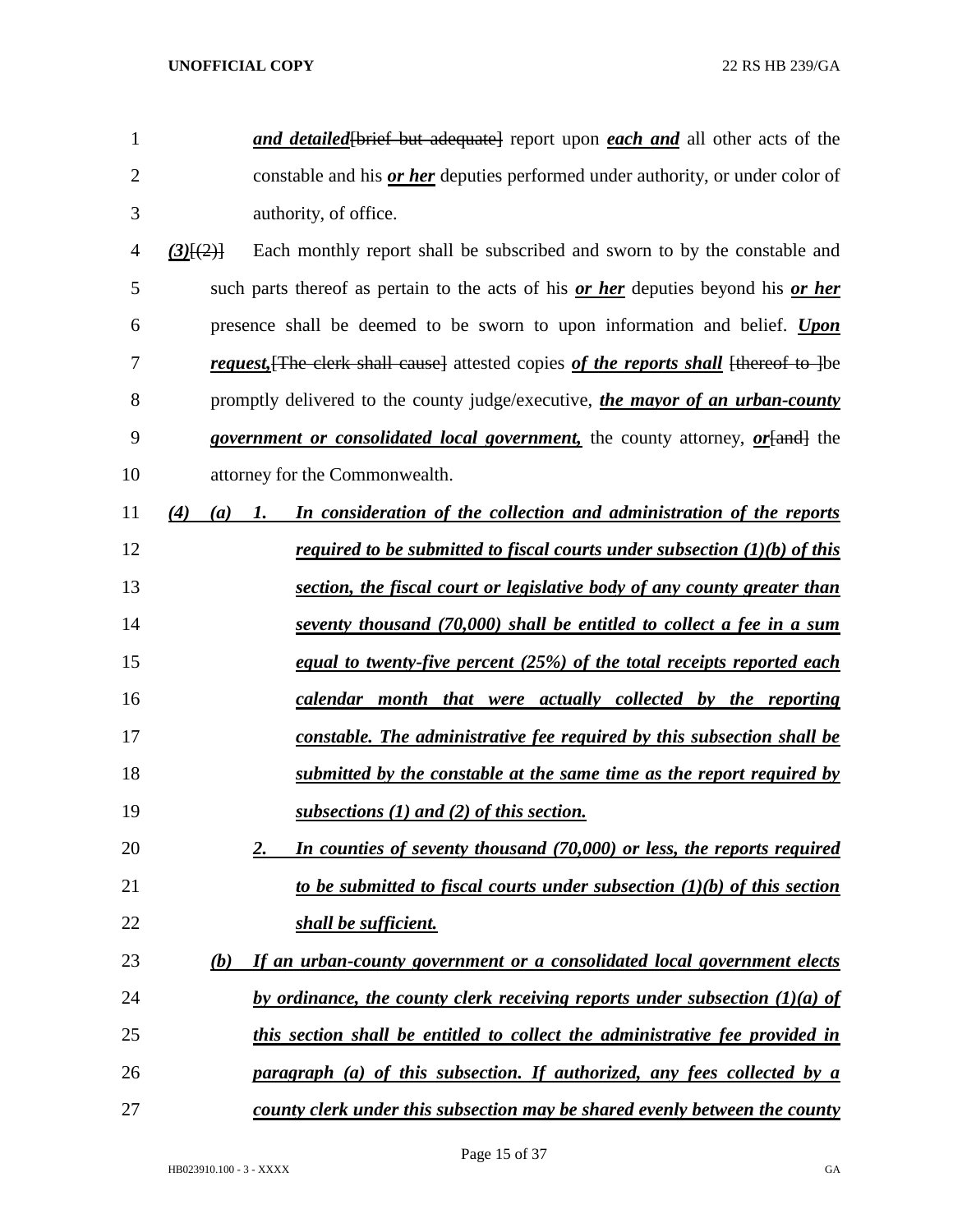***and detailed***~~[brief but adequate]~~ report upon ***each and*** all other acts of the constable and his ***or her*** deputies performed under authority, or under color of authority, of office.

***(3)***~~[(2)]~~ Each monthly report shall be subscribed and sworn to by the constable and such parts thereof as pertain to the acts of his ***or her*** deputies beyond his ***or her*** presence shall be deemed to be sworn to upon information and belief. ***Upon request,***~~[The clerk shall cause]~~ attested copies ***of the reports shall*** ~~[thereof to ]~~be promptly delivered to the county judge/executive, ***the mayor of an urban-county government or consolidated local government,*** the county attorney, ***or***~~[and]~~ the attorney for the Commonwealth.

***(4) (a) 1. In consideration of the collection and administration of the reports required to be submitted to fiscal courts under subsection (1)(b) of this section, the fiscal court or legislative body of any county greater than seventy thousand (70,000) shall be entitled to collect a fee in a sum equal to twenty-five percent (25%) of the total receipts reported each calendar month that were actually collected by the reporting constable. The administrative fee required by this subsection shall be submitted by the constable at the same time as the report required by subsections (1) and (2) of this section.***

***2. In counties of seventy thousand (70,000) or less, the reports required to be submitted to fiscal courts under subsection (1)(b) of this section shall be sufficient.***

***(b) If an urban-county government or a consolidated local government elects by ordinance, the county clerk receiving reports under subsection (1)(a) of this section shall be entitled to collect the administrative fee provided in paragraph (a) of this subsection. If authorized, any fees collected by a county clerk under this subsection may be shared evenly between the county***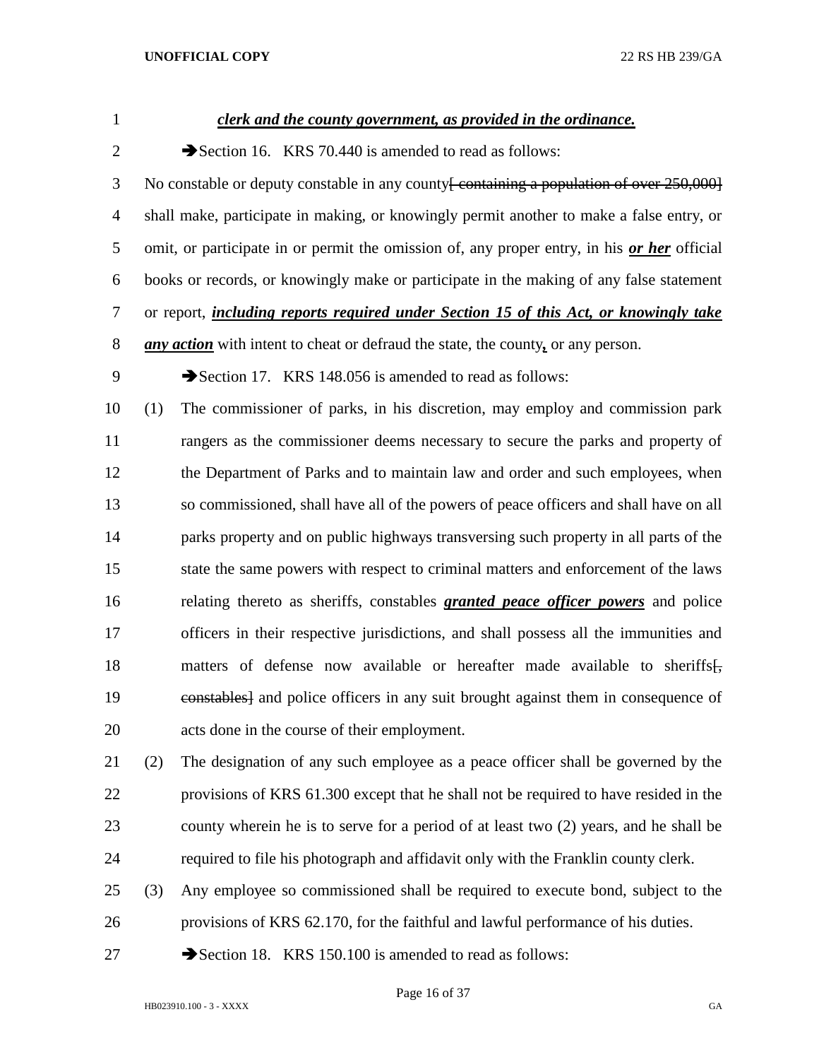***clerk and the county government, as provided in the ordinance.***

➔Section 16. KRS 70.440 is amended to read as follows:

No constable or deputy constable in any county~~[ containing a population of over 250,000]~~ shall make, participate in making, or knowingly permit another to make a false entry, or omit, or participate in or permit the omission of, any proper entry, in his ***or her*** official books or records, or knowingly make or participate in the making of any false statement or report, ***including reports required under Section 15 of this Act, or knowingly take any action*** with intent to cheat or defraud the state, the county***,*** or any person.

➔Section 17. KRS 148.056 is amended to read as follows:

(1) The commissioner of parks, in his discretion, may employ and commission park rangers as the commissioner deems necessary to secure the parks and property of the Department of Parks and to maintain law and order and such employees, when so commissioned, shall have all of the powers of peace officers and shall have on all parks property and on public highways transversing such property in all parts of the state the same powers with respect to criminal matters and enforcement of the laws relating thereto as sheriffs, constables ***granted peace officer powers*** and police officers in their respective jurisdictions, and shall possess all the immunities and matters of defense now available or hereafter made available to sheriffs~~[, constables]~~ and police officers in any suit brought against them in consequence of acts done in the course of their employment.

(2) The designation of any such employee as a peace officer shall be governed by the provisions of KRS 61.300 except that he shall not be required to have resided in the county wherein he is to serve for a period of at least two (2) years, and he shall be required to file his photograph and affidavit only with the Franklin county clerk.

(3) Any employee so commissioned shall be required to execute bond, subject to the provisions of KRS 62.170, for the faithful and lawful performance of his duties.

➔Section 18. KRS 150.100 is amended to read as follows: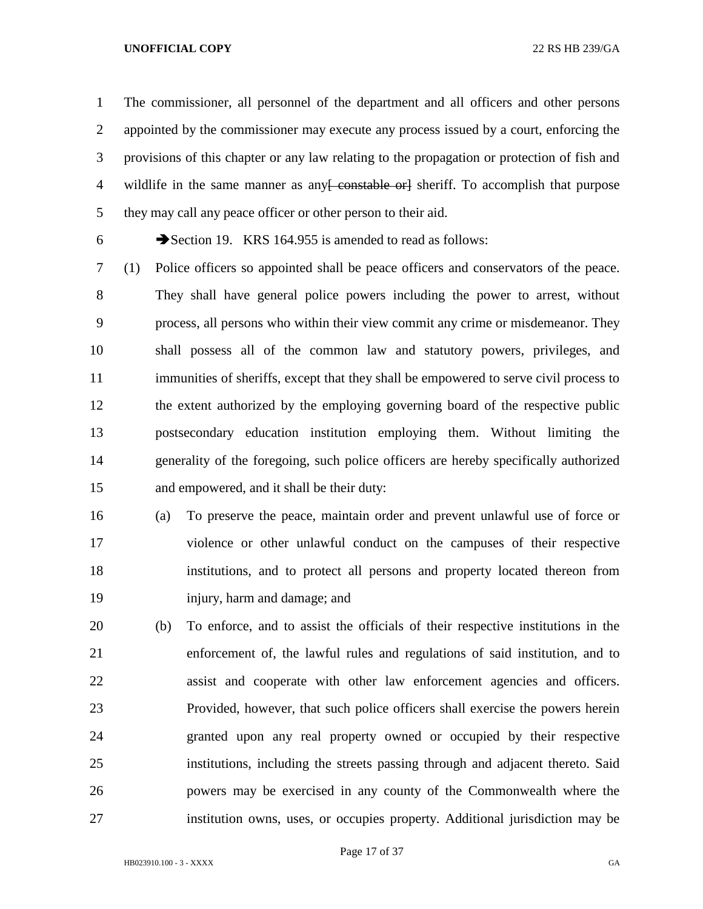The commissioner, all personnel of the department and all officers and other persons appointed by the commissioner may execute any process issued by a court, enforcing the provisions of this chapter or any law relating to the propagation or protection of fish and wildlife in the same manner as any~~[ constable or]~~ sheriff. To accomplish that purpose they may call any peace officer or other person to their aid.

➔Section 19. KRS 164.955 is amended to read as follows:

(1) Police officers so appointed shall be peace officers and conservators of the peace. They shall have general police powers including the power to arrest, without process, all persons who within their view commit any crime or misdemeanor. They shall possess all of the common law and statutory powers, privileges, and immunities of sheriffs, except that they shall be empowered to serve civil process to the extent authorized by the employing governing board of the respective public postsecondary education institution employing them. Without limiting the generality of the foregoing, such police officers are hereby specifically authorized and empowered, and it shall be their duty:

(a) To preserve the peace, maintain order and prevent unlawful use of force or violence or other unlawful conduct on the campuses of their respective institutions, and to protect all persons and property located thereon from injury, harm and damage; and

(b) To enforce, and to assist the officials of their respective institutions in the enforcement of, the lawful rules and regulations of said institution, and to assist and cooperate with other law enforcement agencies and officers. Provided, however, that such police officers shall exercise the powers herein granted upon any real property owned or occupied by their respective institutions, including the streets passing through and adjacent thereto. Said powers may be exercised in any county of the Commonwealth where the institution owns, uses, or occupies property. Additional jurisdiction may be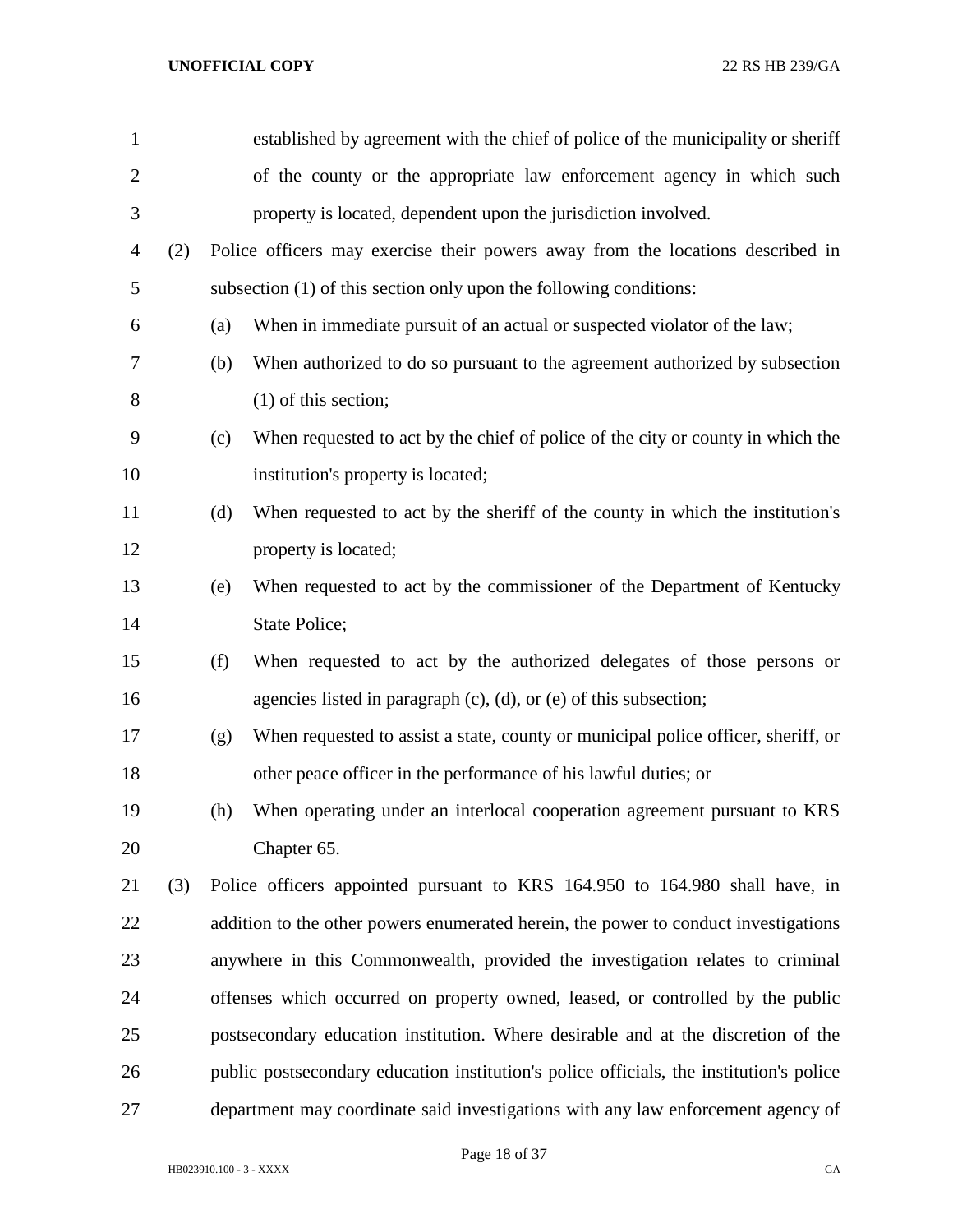established by agreement with the chief of police of the municipality or sheriff of the county or the appropriate law enforcement agency in which such property is located, dependent upon the jurisdiction involved.

(2) Police officers may exercise their powers away from the locations described in subsection (1) of this section only upon the following conditions:

(a) When in immediate pursuit of an actual or suspected violator of the law;

(b) When authorized to do so pursuant to the agreement authorized by subsection (1) of this section;

(c) When requested to act by the chief of police of the city or county in which the institution's property is located;

(d) When requested to act by the sheriff of the county in which the institution's property is located;

(e) When requested to act by the commissioner of the Department of Kentucky State Police;

(f) When requested to act by the authorized delegates of those persons or agencies listed in paragraph (c), (d), or (e) of this subsection;

(g) When requested to assist a state, county or municipal police officer, sheriff, or other peace officer in the performance of his lawful duties; or

(h) When operating under an interlocal cooperation agreement pursuant to KRS Chapter 65.

(3) Police officers appointed pursuant to KRS 164.950 to 164.980 shall have, in addition to the other powers enumerated herein, the power to conduct investigations anywhere in this Commonwealth, provided the investigation relates to criminal offenses which occurred on property owned, leased, or controlled by the public postsecondary education institution. Where desirable and at the discretion of the public postsecondary education institution's police officials, the institution's police department may coordinate said investigations with any law enforcement agency of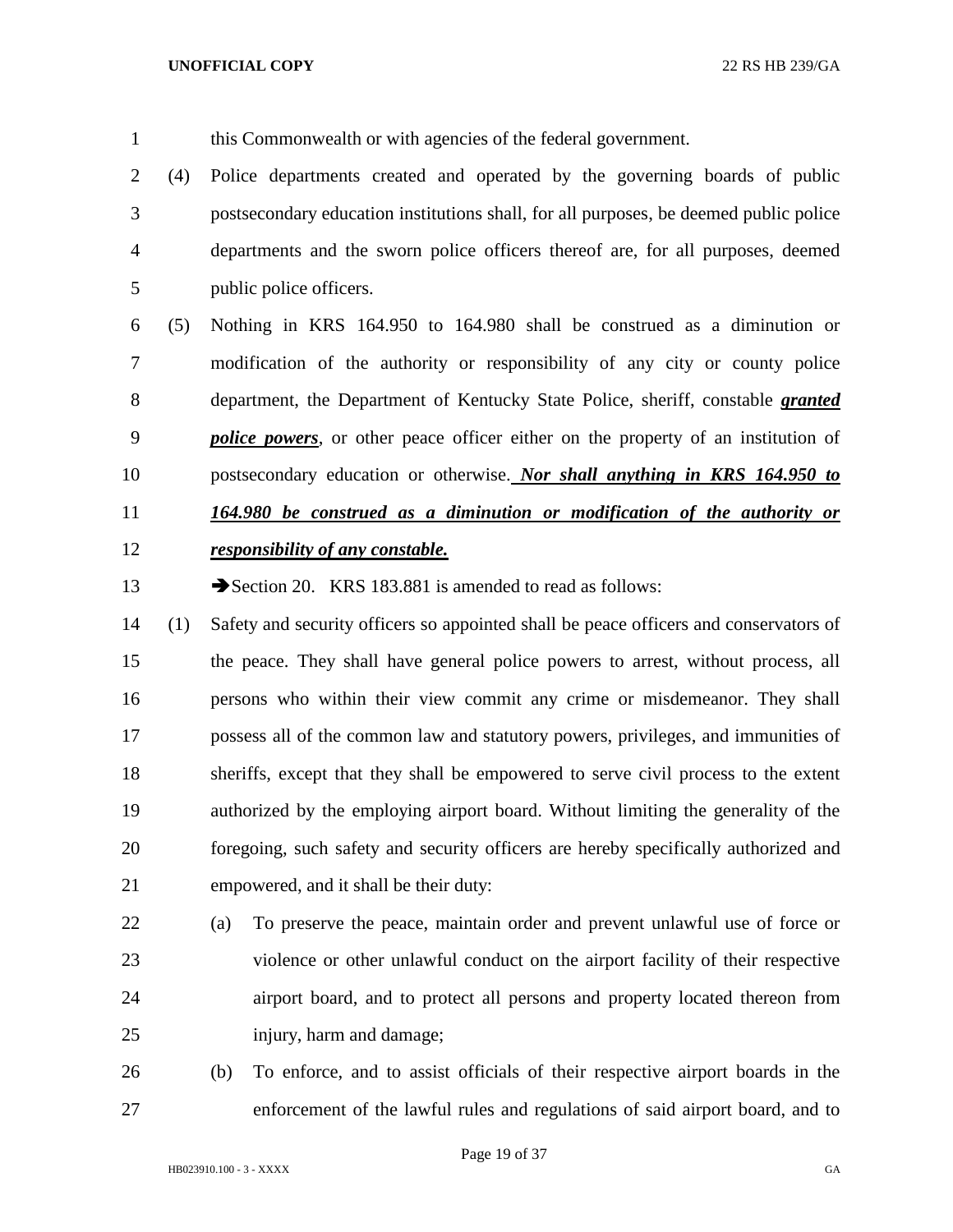this Commonwealth or with agencies of the federal government.

(4) Police departments created and operated by the governing boards of public postsecondary education institutions shall, for all purposes, be deemed public police departments and the sworn police officers thereof are, for all purposes, deemed public police officers.

(5) Nothing in KRS 164.950 to 164.980 shall be construed as a diminution or modification of the authority or responsibility of any city or county police department, the Department of Kentucky State Police, sheriff, constable ***granted police powers***, or other peace officer either on the property of an institution of postsecondary education or otherwise. ***Nor shall anything in KRS 164.950 to 164.980 be construed as a diminution or modification of the authority or responsibility of any constable.***

➔Section 20. KRS 183.881 is amended to read as follows:

(1) Safety and security officers so appointed shall be peace officers and conservators of the peace. They shall have general police powers to arrest, without process, all persons who within their view commit any crime or misdemeanor. They shall possess all of the common law and statutory powers, privileges, and immunities of sheriffs, except that they shall be empowered to serve civil process to the extent authorized by the employing airport board. Without limiting the generality of the foregoing, such safety and security officers are hereby specifically authorized and empowered, and it shall be their duty:

(a) To preserve the peace, maintain order and prevent unlawful use of force or violence or other unlawful conduct on the airport facility of their respective airport board, and to protect all persons and property located thereon from injury, harm and damage;

(b) To enforce, and to assist officials of their respective airport boards in the enforcement of the lawful rules and regulations of said airport board, and to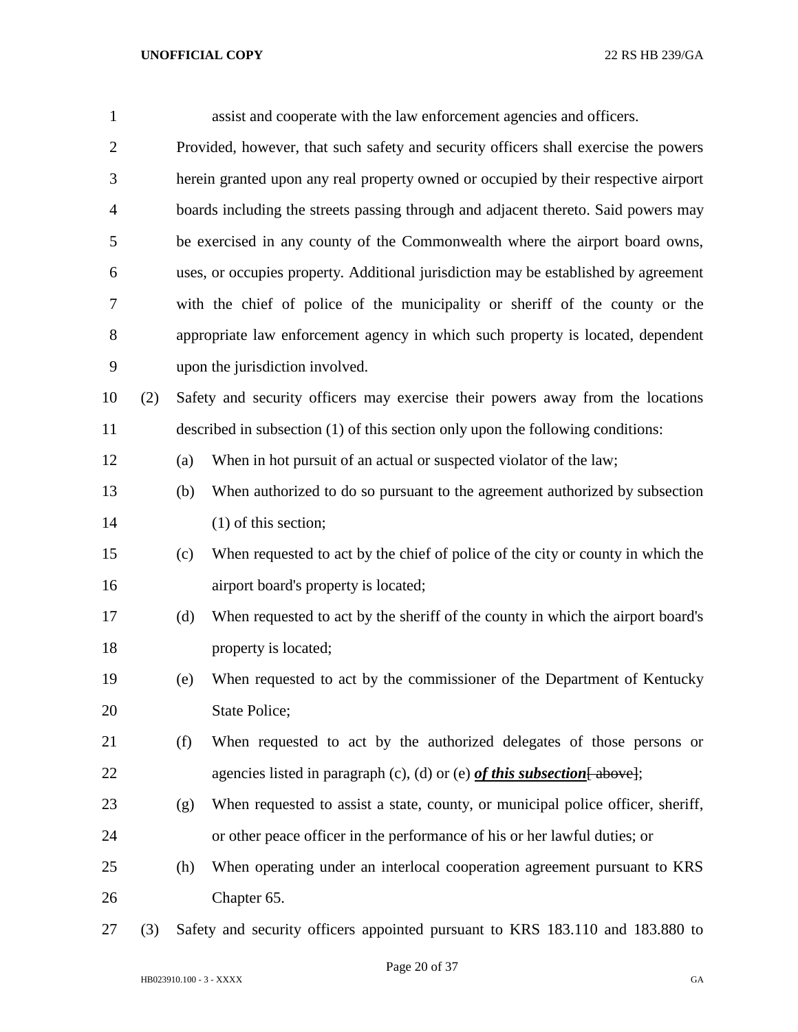assist and cooperate with the law enforcement agencies and officers.

Provided, however, that such safety and security officers shall exercise the powers herein granted upon any real property owned or occupied by their respective airport boards including the streets passing through and adjacent thereto. Said powers may be exercised in any county of the Commonwealth where the airport board owns, uses, or occupies property. Additional jurisdiction may be established by agreement with the chief of police of the municipality or sheriff of the county or the appropriate law enforcement agency in which such property is located, dependent upon the jurisdiction involved.

(2) Safety and security officers may exercise their powers away from the locations described in subsection (1) of this section only upon the following conditions:

(a) When in hot pursuit of an actual or suspected violator of the law;

(b) When authorized to do so pursuant to the agreement authorized by subsection (1) of this section;

(c) When requested to act by the chief of police of the city or county in which the airport board's property is located;

(d) When requested to act by the sheriff of the county in which the airport board's property is located;

(e) When requested to act by the commissioner of the Department of Kentucky State Police;

(f) When requested to act by the authorized delegates of those persons or agencies listed in paragraph (c), (d) or (e) ***of this subsection***[ above];

(g) When requested to assist a state, county, or municipal police officer, sheriff, or other peace officer in the performance of his or her lawful duties; or

(h) When operating under an interlocal cooperation agreement pursuant to KRS Chapter 65.

(3) Safety and security officers appointed pursuant to KRS 183.110 and 183.880 to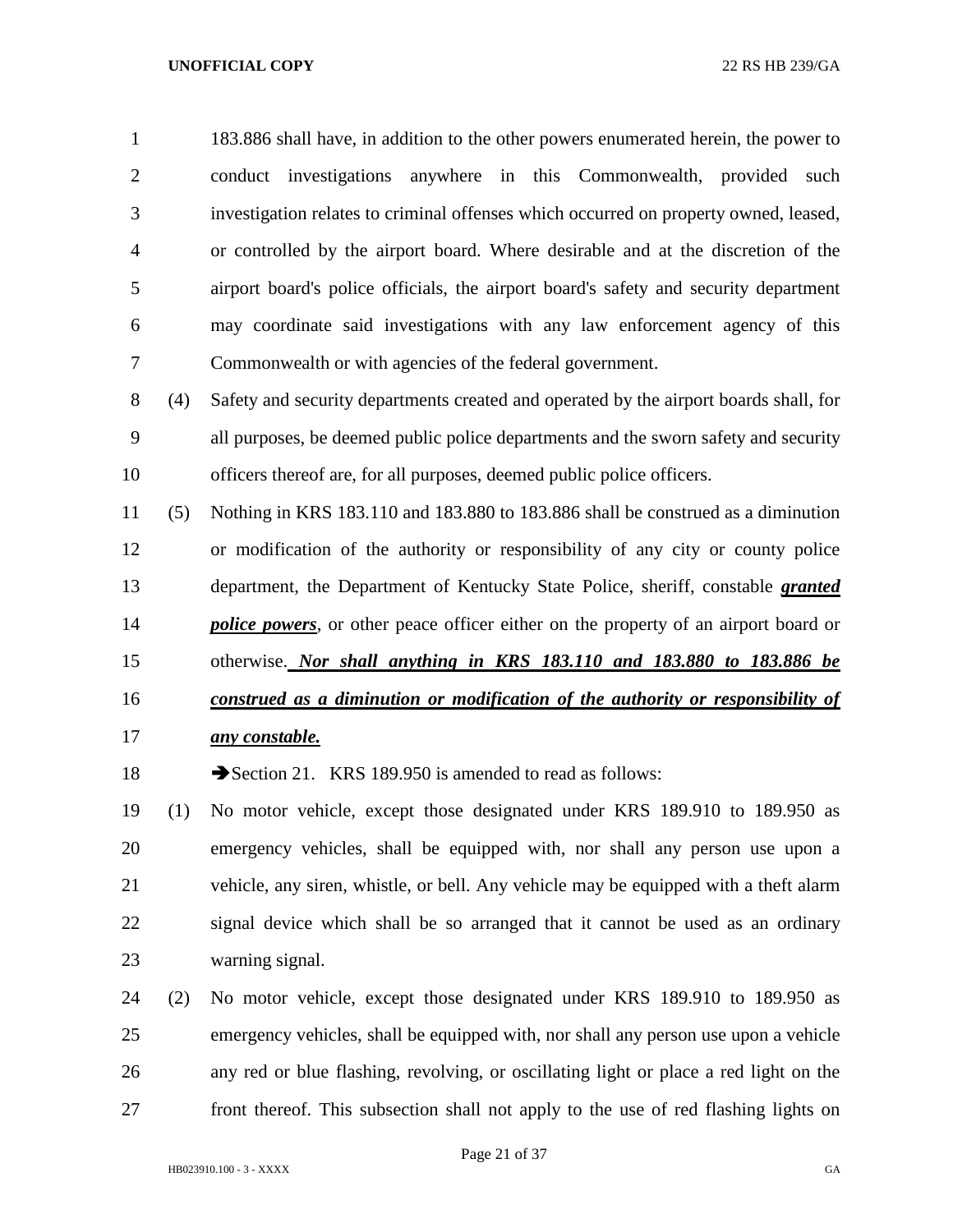183.886 shall have, in addition to the other powers enumerated herein, the power to conduct investigations anywhere in this Commonwealth, provided such investigation relates to criminal offenses which occurred on property owned, leased, or controlled by the airport board. Where desirable and at the discretion of the airport board's police officials, the airport board's safety and security department may coordinate said investigations with any law enforcement agency of this Commonwealth or with agencies of the federal government.

(4) Safety and security departments created and operated by the airport boards shall, for all purposes, be deemed public police departments and the sworn safety and security officers thereof are, for all purposes, deemed public police officers.

(5) Nothing in KRS 183.110 and 183.880 to 183.886 shall be construed as a diminution or modification of the authority or responsibility of any city or county police department, the Department of Kentucky State Police, sheriff, constable ***granted police powers***, or other peace officer either on the property of an airport board or otherwise. ***Nor shall anything in KRS 183.110 and 183.880 to 183.886 be construed as a diminution or modification of the authority or responsibility of any constable.***

➔Section 21. KRS 189.950 is amended to read as follows:

(1) No motor vehicle, except those designated under KRS 189.910 to 189.950 as emergency vehicles, shall be equipped with, nor shall any person use upon a vehicle, any siren, whistle, or bell. Any vehicle may be equipped with a theft alarm signal device which shall be so arranged that it cannot be used as an ordinary warning signal.

(2) No motor vehicle, except those designated under KRS 189.910 to 189.950 as emergency vehicles, shall be equipped with, nor shall any person use upon a vehicle any red or blue flashing, revolving, or oscillating light or place a red light on the front thereof. This subsection shall not apply to the use of red flashing lights on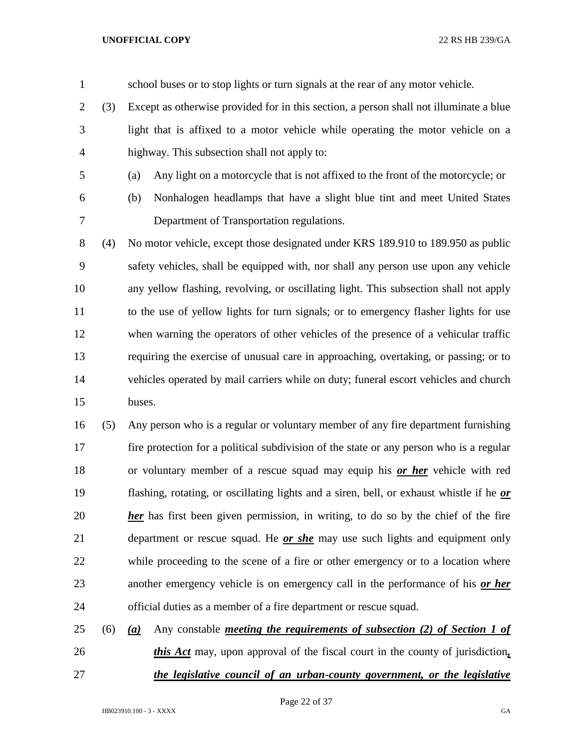school buses or to stop lights or turn signals at the rear of any motor vehicle.

(3) Except as otherwise provided for in this section, a person shall not illuminate a blue light that is affixed to a motor vehicle while operating the motor vehicle on a highway. This subsection shall not apply to:

(a) Any light on a motorcycle that is not affixed to the front of the motorcycle; or

(b) Nonhalogen headlamps that have a slight blue tint and meet United States Department of Transportation regulations.

(4) No motor vehicle, except those designated under KRS 189.910 to 189.950 as public safety vehicles, shall be equipped with, nor shall any person use upon any vehicle any yellow flashing, revolving, or oscillating light. This subsection shall not apply to the use of yellow lights for turn signals; or to emergency flasher lights for use when warning the operators of other vehicles of the presence of a vehicular traffic requiring the exercise of unusual care in approaching, overtaking, or passing; or to vehicles operated by mail carriers while on duty; funeral escort vehicles and church buses.

(5) Any person who is a regular or voluntary member of any fire department furnishing fire protection for a political subdivision of the state or any person who is a regular or voluntary member of a rescue squad may equip his ***or her*** vehicle with red flashing, rotating, or oscillating lights and a siren, bell, or exhaust whistle if he ***or her*** has first been given permission, in writing, to do so by the chief of the fire department or rescue squad. He ***or she*** may use such lights and equipment only while proceeding to the scene of a fire or other emergency or to a location where another emergency vehicle is on emergency call in the performance of his ***or her*** official duties as a member of a fire department or rescue squad.

(6) ***(a)*** Any constable ***meeting the requirements of subsection (2) of Section 1 of this Act*** may, upon approval of the fiscal court in the county of jurisdiction***, the legislative council of an urban-county government, or the legislative***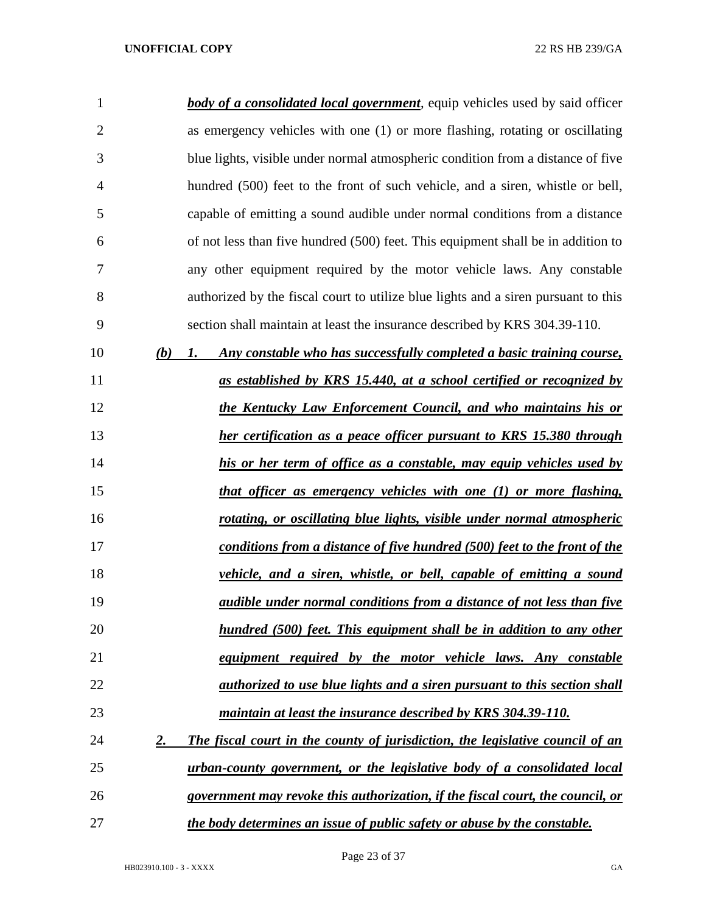***body of a consolidated local government***, equip vehicles used by said officer as emergency vehicles with one (1) or more flashing, rotating or oscillating blue lights, visible under normal atmospheric condition from a distance of five hundred (500) feet to the front of such vehicle, and a siren, whistle or bell, capable of emitting a sound audible under normal conditions from a distance of not less than five hundred (500) feet. This equipment shall be in addition to any other equipment required by the motor vehicle laws. Any constable authorized by the fiscal court to utilize blue lights and a siren pursuant to this section shall maintain at least the insurance described by KRS 304.39-110.

***(b) 1. Any constable who has successfully completed a basic training course, as established by KRS 15.440, at a school certified or recognized by the Kentucky Law Enforcement Council, and who maintains his or her certification as a peace officer pursuant to KRS 15.380 through his or her term of office as a constable, may equip vehicles used by that officer as emergency vehicles with one (1) or more flashing, rotating, or oscillating blue lights, visible under normal atmospheric conditions from a distance of five hundred (500) feet to the front of the vehicle, and a siren, whistle, or bell, capable of emitting a sound audible under normal conditions from a distance of not less than five hundred (500) feet. This equipment shall be in addition to any other equipment required by the motor vehicle laws. Any constable authorized to use blue lights and a siren pursuant to this section shall maintain at least the insurance described by KRS 304.39-110.***

***2. The fiscal court in the county of jurisdiction, the legislative council of an urban-county government, or the legislative body of a consolidated local government may revoke this authorization, if the fiscal court, the council, or the body determines an issue of public safety or abuse by the constable.***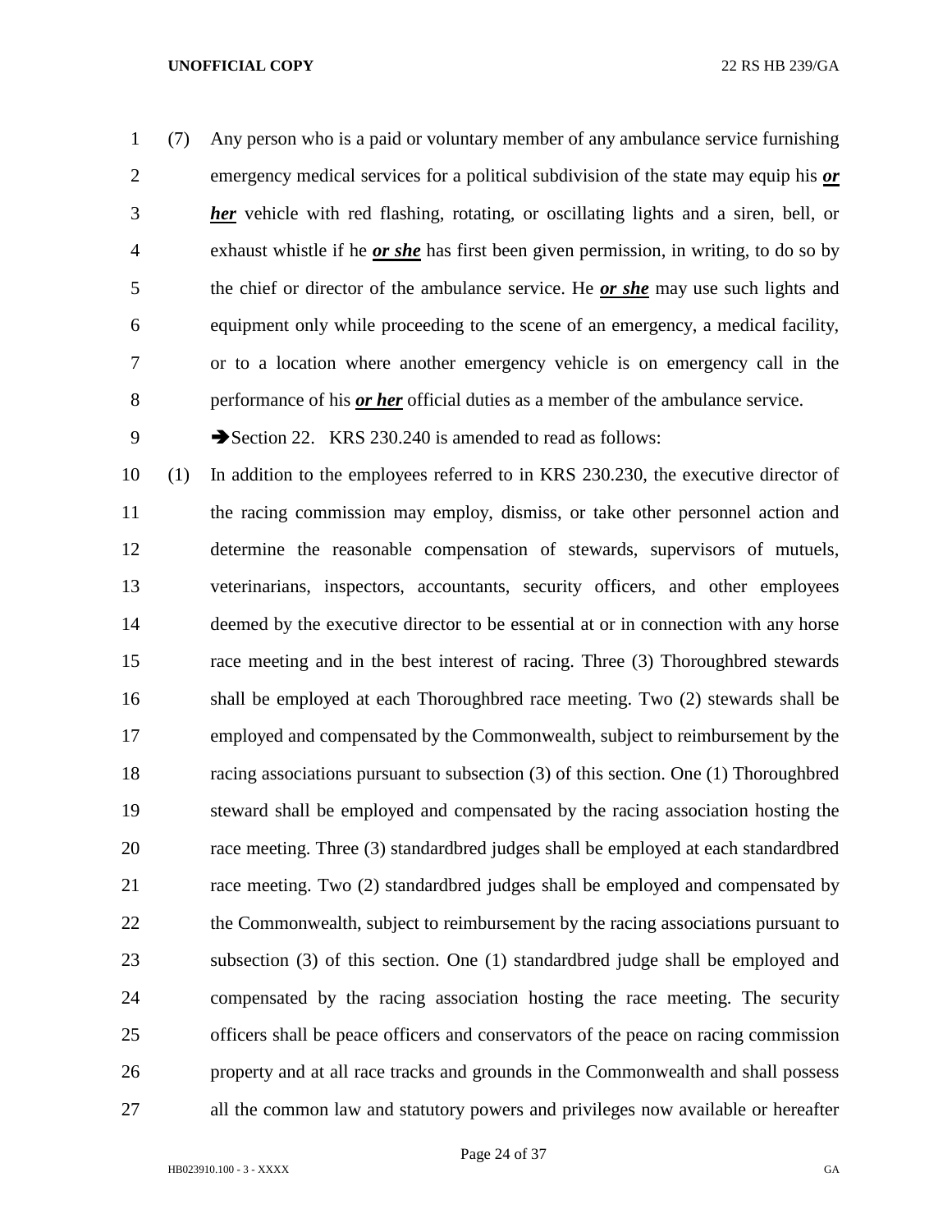(7) Any person who is a paid or voluntary member of any ambulance service furnishing emergency medical services for a political subdivision of the state may equip his ***or her*** vehicle with red flashing, rotating, or oscillating lights and a siren, bell, or exhaust whistle if he ***or she*** has first been given permission, in writing, to do so by the chief or director of the ambulance service. He ***or she*** may use such lights and equipment only while proceeding to the scene of an emergency, a medical facility, or to a location where another emergency vehicle is on emergency call in the performance of his ***or her*** official duties as a member of the ambulance service.

➔Section 22. KRS 230.240 is amended to read as follows:

(1) In addition to the employees referred to in KRS 230.230, the executive director of the racing commission may employ, dismiss, or take other personnel action and determine the reasonable compensation of stewards, supervisors of mutuels, veterinarians, inspectors, accountants, security officers, and other employees deemed by the executive director to be essential at or in connection with any horse race meeting and in the best interest of racing. Three (3) Thoroughbred stewards shall be employed at each Thoroughbred race meeting. Two (2) stewards shall be employed and compensated by the Commonwealth, subject to reimbursement by the racing associations pursuant to subsection (3) of this section. One (1) Thoroughbred steward shall be employed and compensated by the racing association hosting the race meeting. Three (3) standardbred judges shall be employed at each standardbred race meeting. Two (2) standardbred judges shall be employed and compensated by the Commonwealth, subject to reimbursement by the racing associations pursuant to subsection (3) of this section. One (1) standardbred judge shall be employed and compensated by the racing association hosting the race meeting. The security officers shall be peace officers and conservators of the peace on racing commission property and at all race tracks and grounds in the Commonwealth and shall possess all the common law and statutory powers and privileges now available or hereafter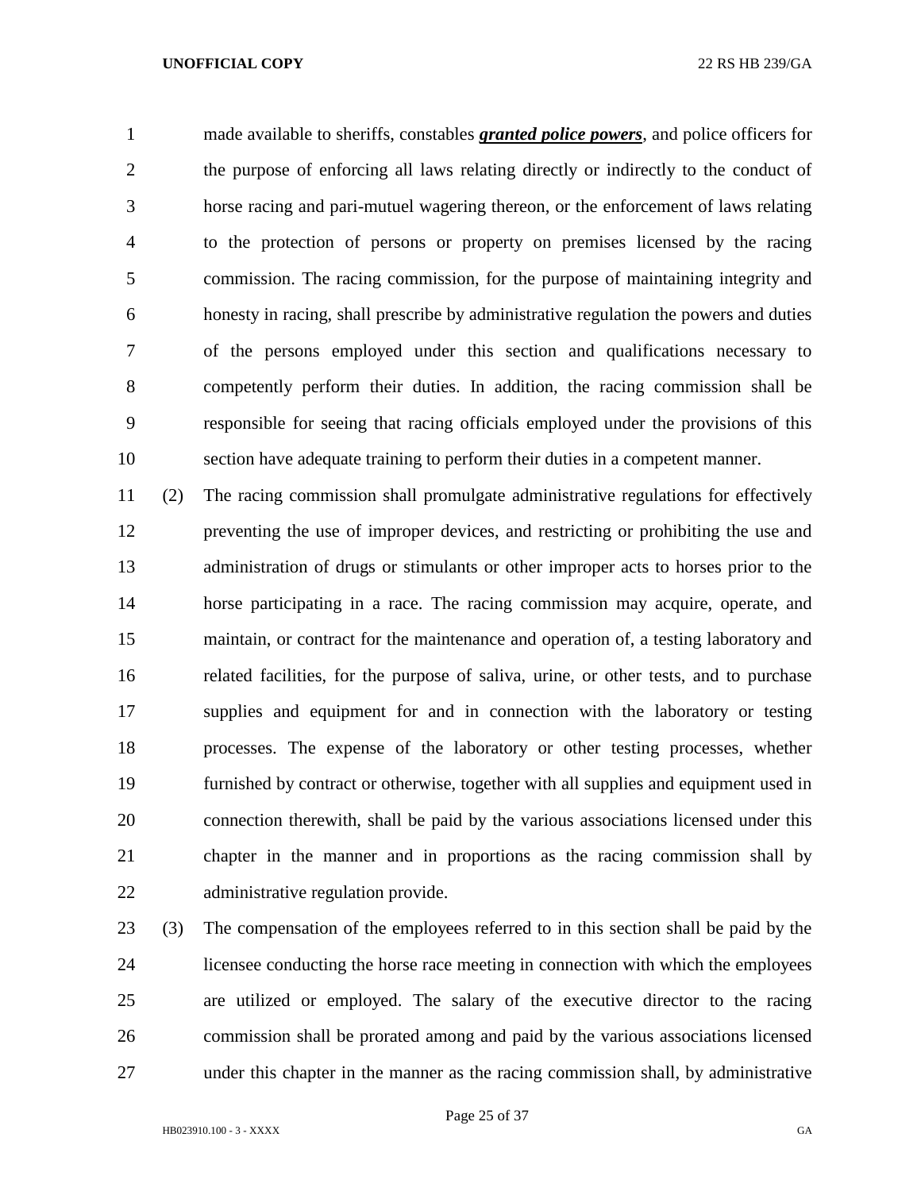made available to sheriffs, constables ***granted police powers***, and police officers for the purpose of enforcing all laws relating directly or indirectly to the conduct of horse racing and pari-mutuel wagering thereon, or the enforcement of laws relating to the protection of persons or property on premises licensed by the racing commission. The racing commission, for the purpose of maintaining integrity and honesty in racing, shall prescribe by administrative regulation the powers and duties of the persons employed under this section and qualifications necessary to competently perform their duties. In addition, the racing commission shall be responsible for seeing that racing officials employed under the provisions of this section have adequate training to perform their duties in a competent manner.

(2) The racing commission shall promulgate administrative regulations for effectively preventing the use of improper devices, and restricting or prohibiting the use and administration of drugs or stimulants or other improper acts to horses prior to the horse participating in a race. The racing commission may acquire, operate, and maintain, or contract for the maintenance and operation of, a testing laboratory and related facilities, for the purpose of saliva, urine, or other tests, and to purchase supplies and equipment for and in connection with the laboratory or testing processes. The expense of the laboratory or other testing processes, whether furnished by contract or otherwise, together with all supplies and equipment used in connection therewith, shall be paid by the various associations licensed under this chapter in the manner and in proportions as the racing commission shall by administrative regulation provide.

(3) The compensation of the employees referred to in this section shall be paid by the licensee conducting the horse race meeting in connection with which the employees are utilized or employed. The salary of the executive director to the racing commission shall be prorated among and paid by the various associations licensed under this chapter in the manner as the racing commission shall, by administrative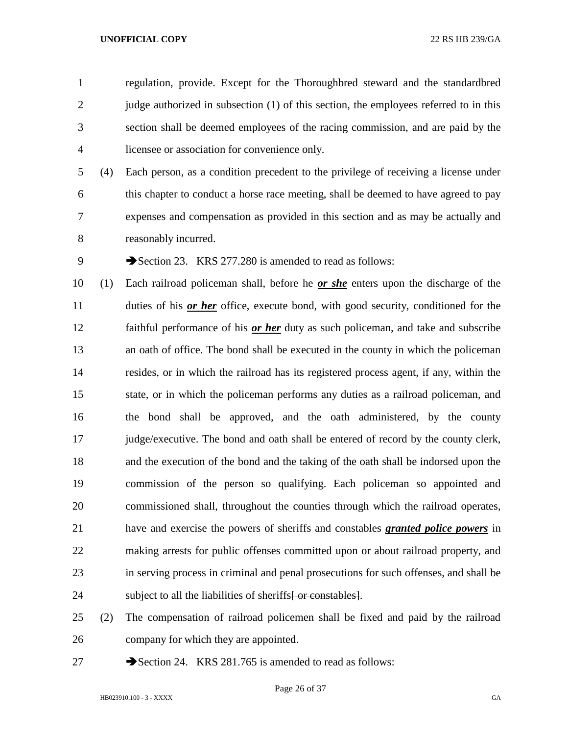regulation, provide. Except for the Thoroughbred steward and the standardbred judge authorized in subsection (1) of this section, the employees referred to in this section shall be deemed employees of the racing commission, and are paid by the licensee or association for convenience only.

(4) Each person, as a condition precedent to the privilege of receiving a license under this chapter to conduct a horse race meeting, shall be deemed to have agreed to pay expenses and compensation as provided in this section and as may be actually and reasonably incurred.

➔Section 23. KRS 277.280 is amended to read as follows:

(1) Each railroad policeman shall, before he ***or she*** enters upon the discharge of the duties of his ***or her*** office, execute bond, with good security, conditioned for the faithful performance of his ***or her*** duty as such policeman, and take and subscribe an oath of office. The bond shall be executed in the county in which the policeman resides, or in which the railroad has its registered process agent, if any, within the state, or in which the policeman performs any duties as a railroad policeman, and the bond shall be approved, and the oath administered, by the county judge/executive. The bond and oath shall be entered of record by the county clerk, and the execution of the bond and the taking of the oath shall be indorsed upon the commission of the person so qualifying. Each policeman so appointed and commissioned shall, throughout the counties through which the railroad operates, have and exercise the powers of sheriffs and constables ***granted police powers*** in making arrests for public offenses committed upon or about railroad property, and in serving process in criminal and penal prosecutions for such offenses, and shall be subject to all the liabilities of sheriffs~~[ or constables]~~.

(2) The compensation of railroad policemen shall be fixed and paid by the railroad company for which they are appointed.

➔Section 24. KRS 281.765 is amended to read as follows: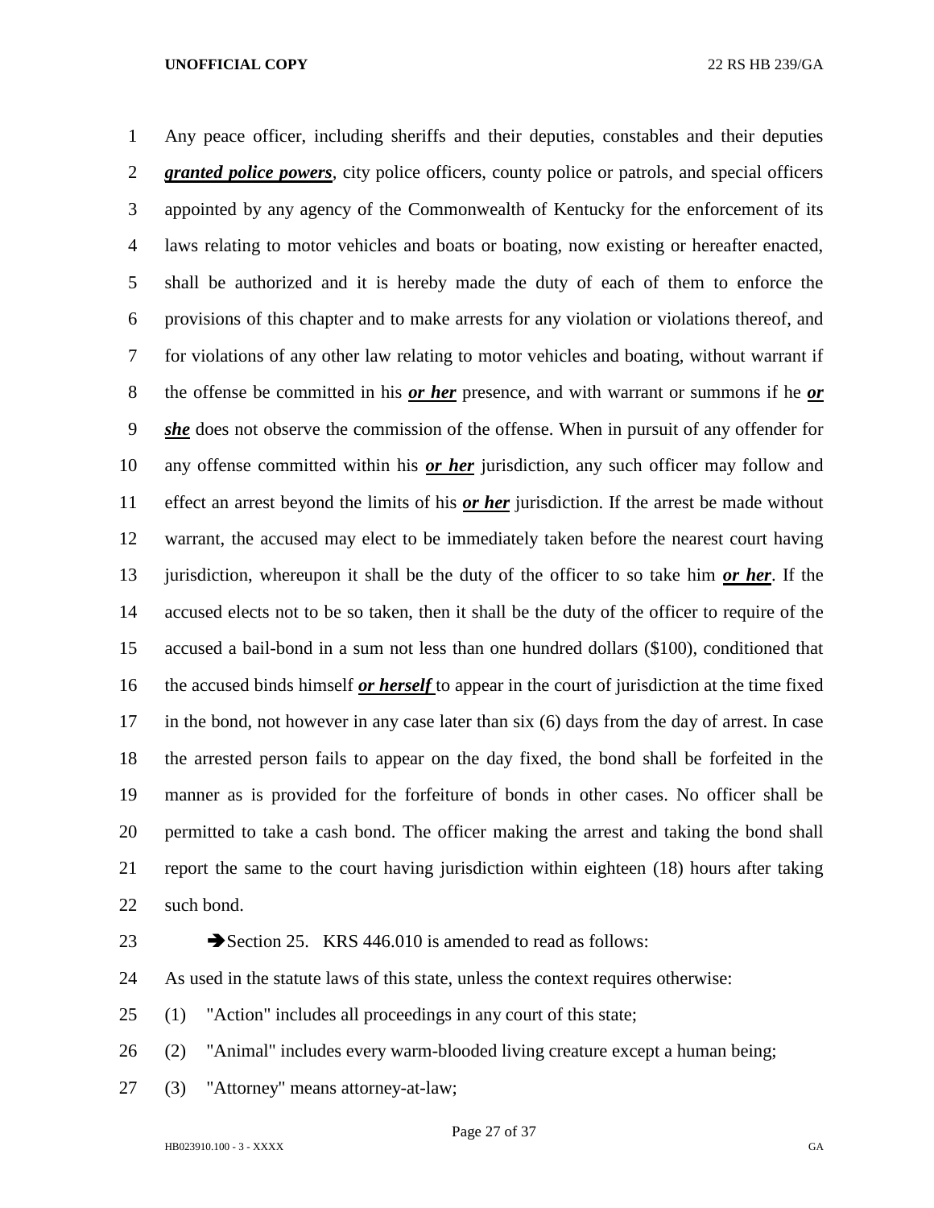Any peace officer, including sheriffs and their deputies, constables and their deputies ***granted police powers***, city police officers, county police or patrols, and special officers appointed by any agency of the Commonwealth of Kentucky for the enforcement of its laws relating to motor vehicles and boats or boating, now existing or hereafter enacted, shall be authorized and it is hereby made the duty of each of them to enforce the provisions of this chapter and to make arrests for any violation or violations thereof, and for violations of any other law relating to motor vehicles and boating, without warrant if the offense be committed in his ***or her*** presence, and with warrant or summons if he ***or she*** does not observe the commission of the offense. When in pursuit of any offender for any offense committed within his ***or her*** jurisdiction, any such officer may follow and effect an arrest beyond the limits of his ***or her*** jurisdiction. If the arrest be made without warrant, the accused may elect to be immediately taken before the nearest court having jurisdiction, whereupon it shall be the duty of the officer to so take him ***or her***. If the accused elects not to be so taken, then it shall be the duty of the officer to require of the accused a bail-bond in a sum not less than one hundred dollars ($100), conditioned that the accused binds himself ***or herself*** to appear in the court of jurisdiction at the time fixed in the bond, not however in any case later than six (6) days from the day of arrest. In case the arrested person fails to appear on the day fixed, the bond shall be forfeited in the manner as is provided for the forfeiture of bonds in other cases. No officer shall be permitted to take a cash bond. The officer making the arrest and taking the bond shall report the same to the court having jurisdiction within eighteen (18) hours after taking such bond.

➔Section 25. KRS 446.010 is amended to read as follows:

As used in the statute laws of this state, unless the context requires otherwise:

(1) "Action" includes all proceedings in any court of this state;

(2) "Animal" includes every warm-blooded living creature except a human being;

(3) "Attorney" means attorney-at-law;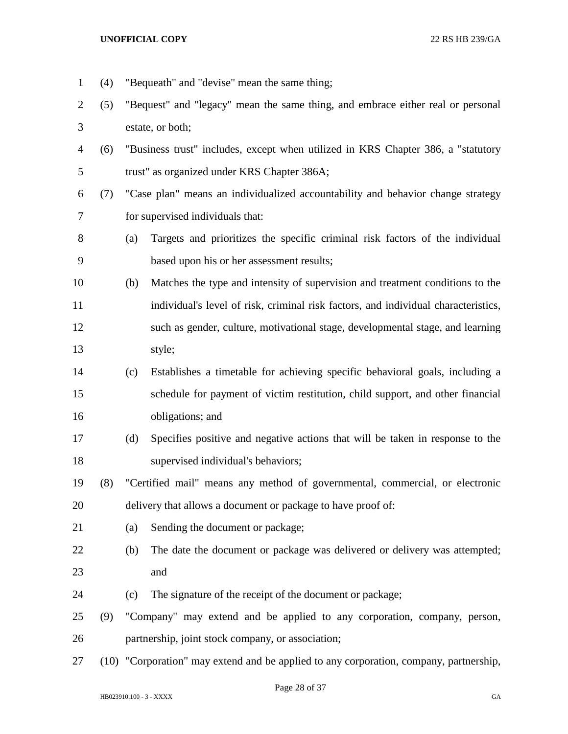(4) "Bequeath" and "devise" mean the same thing;

(5) "Bequest" and "legacy" mean the same thing, and embrace either real or personal estate, or both;

(6) "Business trust" includes, except when utilized in KRS Chapter 386, a "statutory trust" as organized under KRS Chapter 386A;

(7) "Case plan" means an individualized accountability and behavior change strategy for supervised individuals that:

- (a) Targets and prioritizes the specific criminal risk factors of the individual based upon his or her assessment results;
- (b) Matches the type and intensity of supervision and treatment conditions to the individual's level of risk, criminal risk factors, and individual characteristics, such as gender, culture, motivational stage, developmental stage, and learning style;
- (c) Establishes a timetable for achieving specific behavioral goals, including a schedule for payment of victim restitution, child support, and other financial obligations; and
- (d) Specifies positive and negative actions that will be taken in response to the supervised individual's behaviors;

(8) "Certified mail" means any method of governmental, commercial, or electronic delivery that allows a document or package to have proof of:

- (a) Sending the document or package;
- (b) The date the document or package was delivered or delivery was attempted; and
- (c) The signature of the receipt of the document or package;

(9) "Company" may extend and be applied to any corporation, company, person, partnership, joint stock company, or association;

(10) "Corporation" may extend and be applied to any corporation, company, partnership,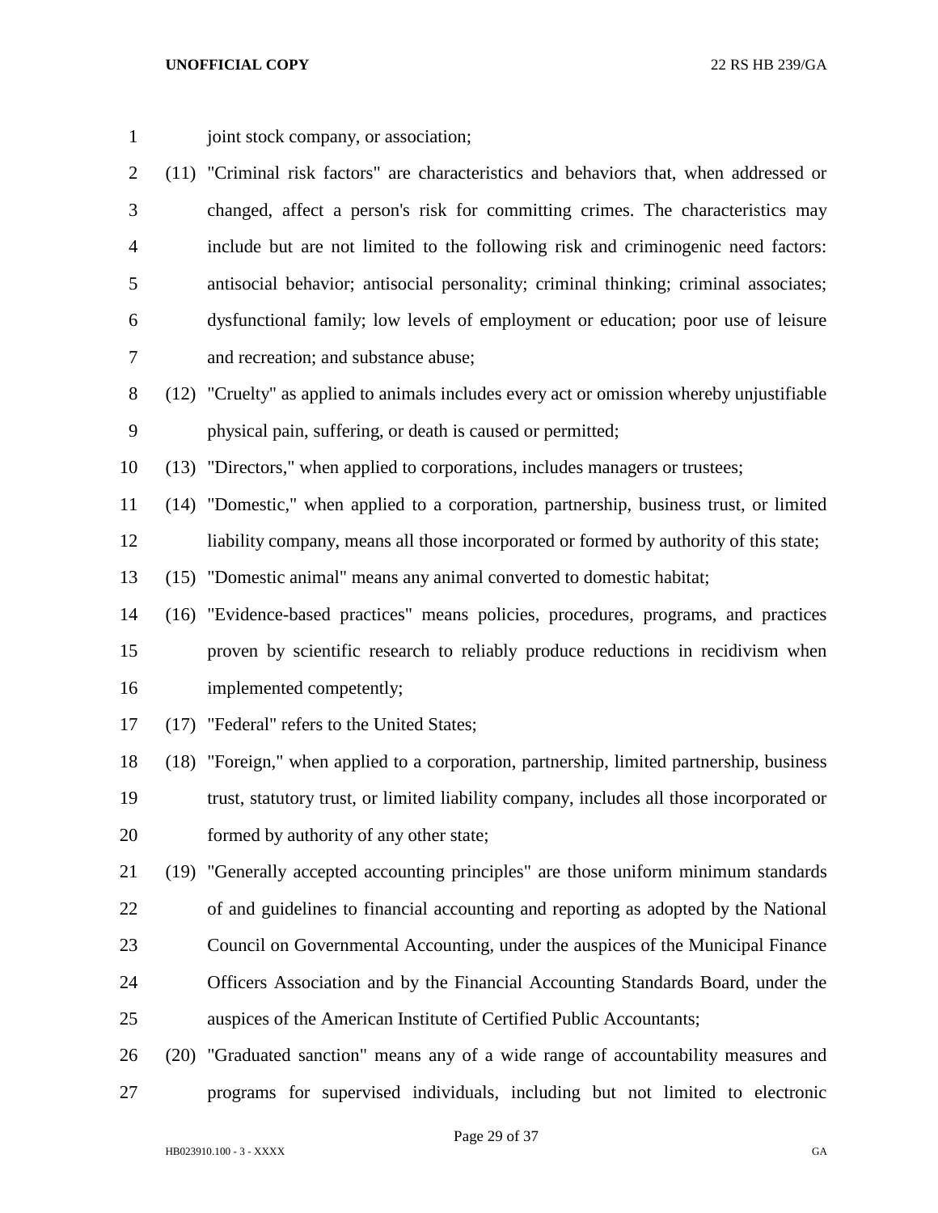joint stock company, or association;

(11) "Criminal risk factors" are characteristics and behaviors that, when addressed or changed, affect a person's risk for committing crimes. The characteristics may include but are not limited to the following risk and criminogenic need factors: antisocial behavior; antisocial personality; criminal thinking; criminal associates; dysfunctional family; low levels of employment or education; poor use of leisure and recreation; and substance abuse;

(12) "Cruelty" as applied to animals includes every act or omission whereby unjustifiable physical pain, suffering, or death is caused or permitted;

(13) "Directors," when applied to corporations, includes managers or trustees;

(14) "Domestic," when applied to a corporation, partnership, business trust, or limited liability company, means all those incorporated or formed by authority of this state;

(15) "Domestic animal" means any animal converted to domestic habitat;

(16) "Evidence-based practices" means policies, procedures, programs, and practices proven by scientific research to reliably produce reductions in recidivism when implemented competently;

(17) "Federal" refers to the United States;

(18) "Foreign," when applied to a corporation, partnership, limited partnership, business trust, statutory trust, or limited liability company, includes all those incorporated or formed by authority of any other state;

(19) "Generally accepted accounting principles" are those uniform minimum standards of and guidelines to financial accounting and reporting as adopted by the National Council on Governmental Accounting, under the auspices of the Municipal Finance Officers Association and by the Financial Accounting Standards Board, under the auspices of the American Institute of Certified Public Accountants;

(20) "Graduated sanction" means any of a wide range of accountability measures and programs for supervised individuals, including but not limited to electronic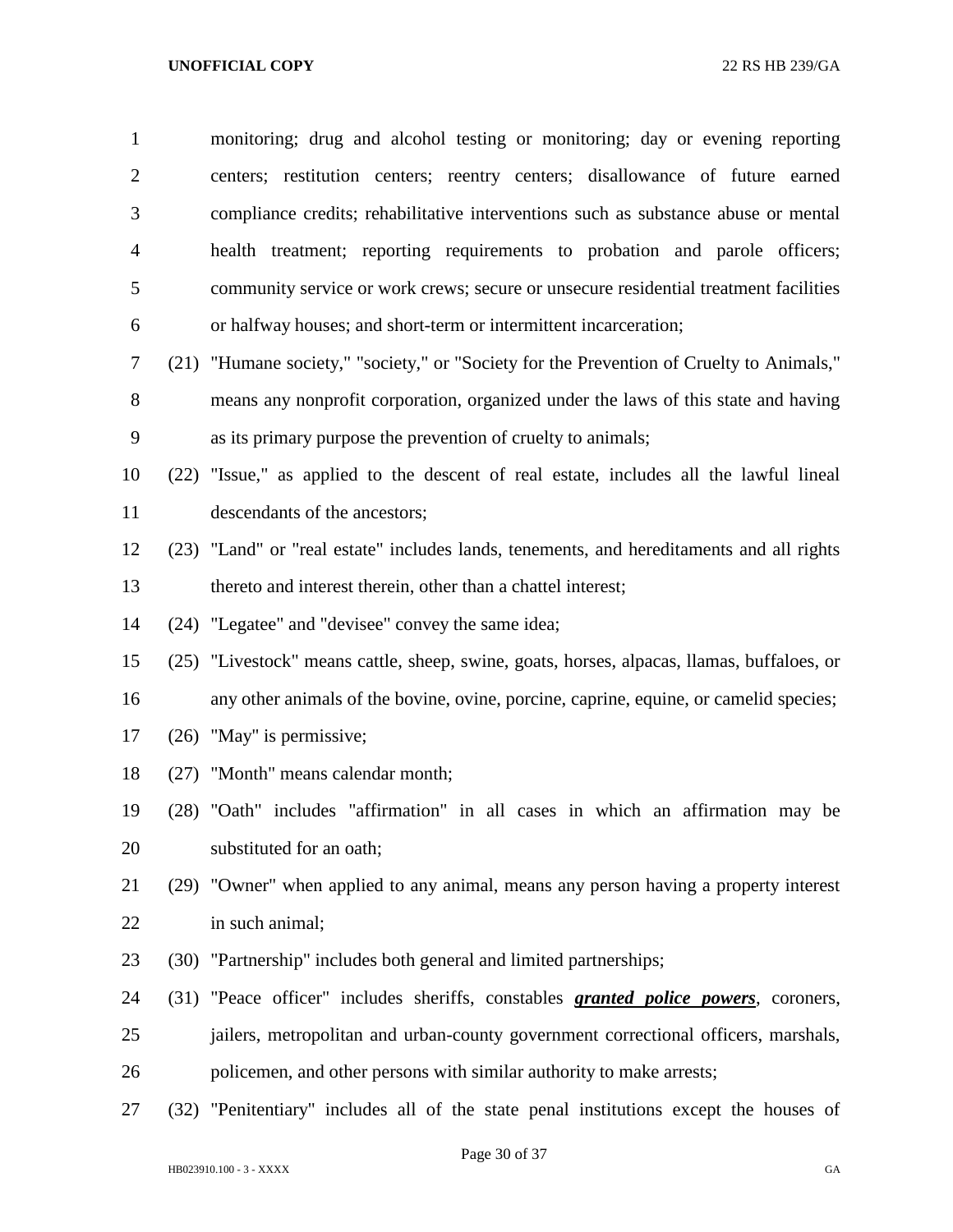monitoring; drug and alcohol testing or monitoring; day or evening reporting centers; restitution centers; reentry centers; disallowance of future earned compliance credits; rehabilitative interventions such as substance abuse or mental health treatment; reporting requirements to probation and parole officers; community service or work crews; secure or unsecure residential treatment facilities or halfway houses; and short-term or intermittent incarceration;

(21) "Humane society," "society," or "Society for the Prevention of Cruelty to Animals," means any nonprofit corporation, organized under the laws of this state and having as its primary purpose the prevention of cruelty to animals;

(22) "Issue," as applied to the descent of real estate, includes all the lawful lineal descendants of the ancestors;

(23) "Land" or "real estate" includes lands, tenements, and hereditaments and all rights thereto and interest therein, other than a chattel interest;

(24) "Legatee" and "devisee" convey the same idea;

(25) "Livestock" means cattle, sheep, swine, goats, horses, alpacas, llamas, buffaloes, or any other animals of the bovine, ovine, porcine, caprine, equine, or camelid species;

(26) "May" is permissive;

(27) "Month" means calendar month;

(28) "Oath" includes "affirmation" in all cases in which an affirmation may be substituted for an oath;

(29) "Owner" when applied to any animal, means any person having a property interest in such animal;

(30) "Partnership" includes both general and limited partnerships;

(31) "Peace officer" includes sheriffs, constables ***granted police powers***, coroners, jailers, metropolitan and urban-county government correctional officers, marshals, policemen, and other persons with similar authority to make arrests;

(32) "Penitentiary" includes all of the state penal institutions except the houses of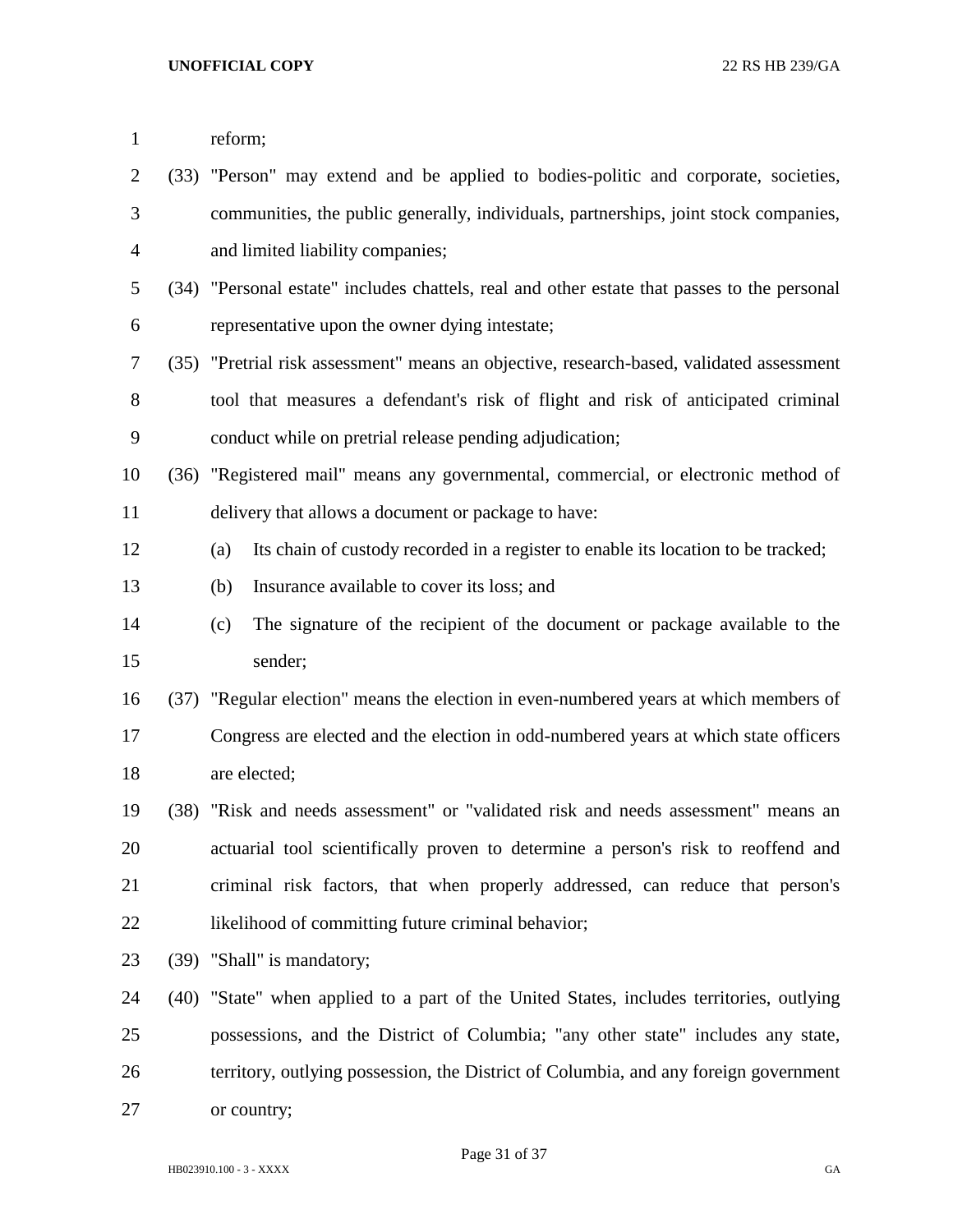reform;

(33) "Person" may extend and be applied to bodies-politic and corporate, societies, communities, the public generally, individuals, partnerships, joint stock companies, and limited liability companies;

(34) "Personal estate" includes chattels, real and other estate that passes to the personal representative upon the owner dying intestate;

(35) "Pretrial risk assessment" means an objective, research-based, validated assessment tool that measures a defendant's risk of flight and risk of anticipated criminal conduct while on pretrial release pending adjudication;

(36) "Registered mail" means any governmental, commercial, or electronic method of delivery that allows a document or package to have:

- (a) Its chain of custody recorded in a register to enable its location to be tracked;
- (b) Insurance available to cover its loss; and
- (c) The signature of the recipient of the document or package available to the sender;

(37) "Regular election" means the election in even-numbered years at which members of Congress are elected and the election in odd-numbered years at which state officers are elected;

(38) "Risk and needs assessment" or "validated risk and needs assessment" means an actuarial tool scientifically proven to determine a person's risk to reoffend and criminal risk factors, that when properly addressed, can reduce that person's likelihood of committing future criminal behavior;

(39) "Shall" is mandatory;

(40) "State" when applied to a part of the United States, includes territories, outlying possessions, and the District of Columbia; "any other state" includes any state, territory, outlying possession, the District of Columbia, and any foreign government or country;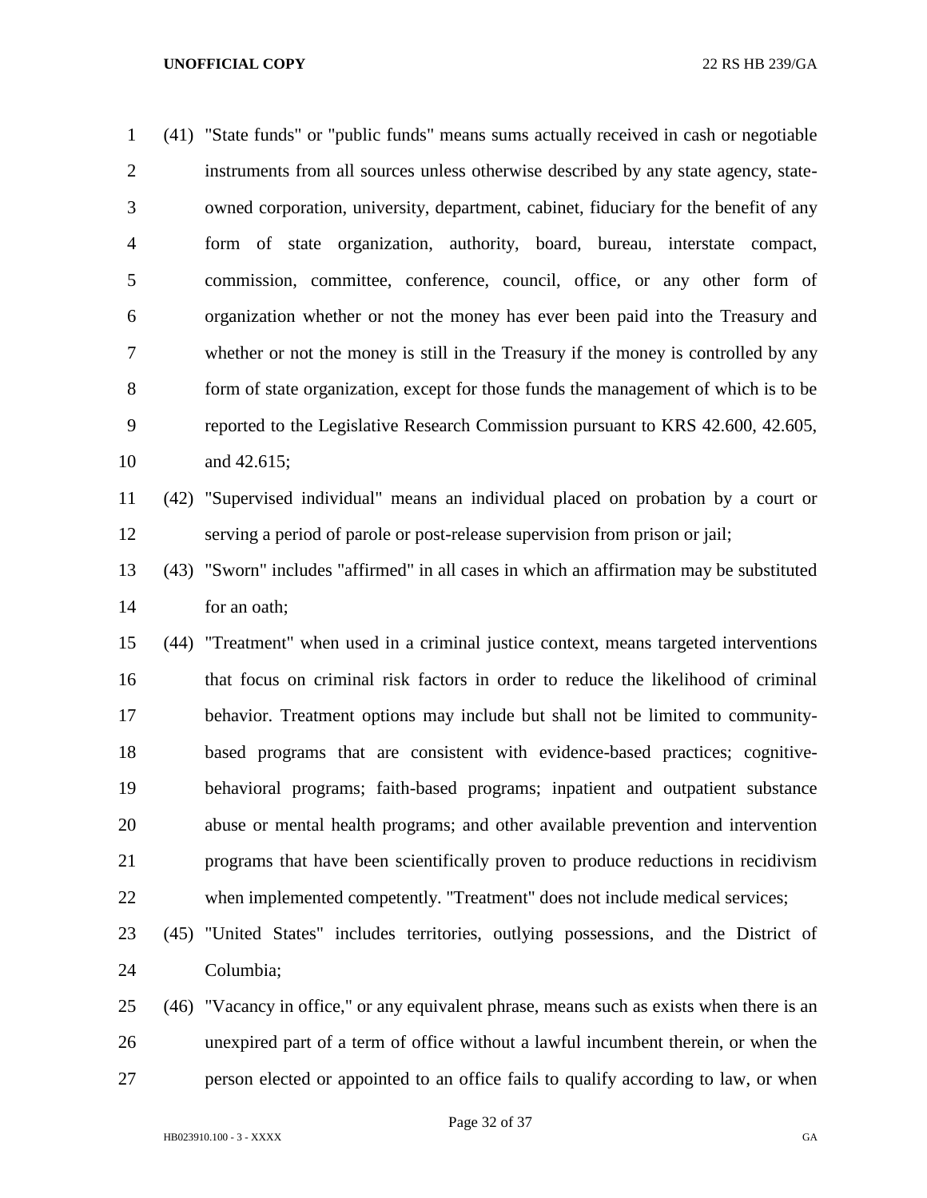(41) "State funds" or "public funds" means sums actually received in cash or negotiable instruments from all sources unless otherwise described by any state agency, state-owned corporation, university, department, cabinet, fiduciary for the benefit of any form of state organization, authority, board, bureau, interstate compact, commission, committee, conference, council, office, or any other form of organization whether or not the money has ever been paid into the Treasury and whether or not the money is still in the Treasury if the money is controlled by any form of state organization, except for those funds the management of which is to be reported to the Legislative Research Commission pursuant to KRS 42.600, 42.605, and 42.615;

(42) "Supervised individual" means an individual placed on probation by a court or serving a period of parole or post-release supervision from prison or jail;

(43) "Sworn" includes "affirmed" in all cases in which an affirmation may be substituted for an oath;

(44) "Treatment" when used in a criminal justice context, means targeted interventions that focus on criminal risk factors in order to reduce the likelihood of criminal behavior. Treatment options may include but shall not be limited to community-based programs that are consistent with evidence-based practices; cognitive-behavioral programs; faith-based programs; inpatient and outpatient substance abuse or mental health programs; and other available prevention and intervention programs that have been scientifically proven to produce reductions in recidivism when implemented competently. "Treatment" does not include medical services;

(45) "United States" includes territories, outlying possessions, and the District of Columbia;

(46) "Vacancy in office," or any equivalent phrase, means such as exists when there is an unexpired part of a term of office without a lawful incumbent therein, or when the person elected or appointed to an office fails to qualify according to law, or when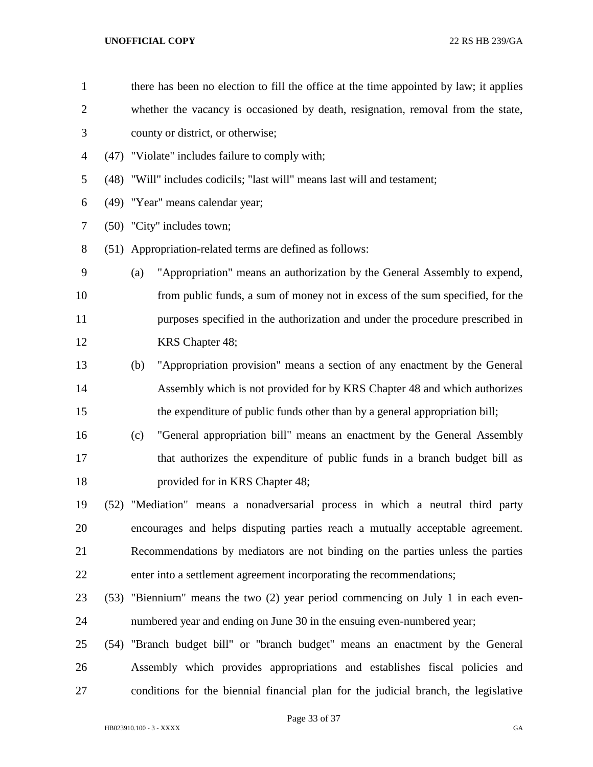there has been no election to fill the office at the time appointed by law; it applies whether the vacancy is occasioned by death, resignation, removal from the state, county or district, or otherwise;

(47) "Violate" includes failure to comply with;

(48) "Will" includes codicils; "last will" means last will and testament;

(49) "Year" means calendar year;

(50) "City" includes town;

(51) Appropriation-related terms are defined as follows:

(a) "Appropriation" means an authorization by the General Assembly to expend, from public funds, a sum of money not in excess of the sum specified, for the purposes specified in the authorization and under the procedure prescribed in KRS Chapter 48;

(b) "Appropriation provision" means a section of any enactment by the General Assembly which is not provided for by KRS Chapter 48 and which authorizes the expenditure of public funds other than by a general appropriation bill;

(c) "General appropriation bill" means an enactment by the General Assembly that authorizes the expenditure of public funds in a branch budget bill as provided for in KRS Chapter 48;

(52) "Mediation" means a nonadversarial process in which a neutral third party encourages and helps disputing parties reach a mutually acceptable agreement. Recommendations by mediators are not binding on the parties unless the parties enter into a settlement agreement incorporating the recommendations;

(53) "Biennium" means the two (2) year period commencing on July 1 in each even-numbered year and ending on June 30 in the ensuing even-numbered year;

(54) "Branch budget bill" or "branch budget" means an enactment by the General Assembly which provides appropriations and establishes fiscal policies and conditions for the biennial financial plan for the judicial branch, the legislative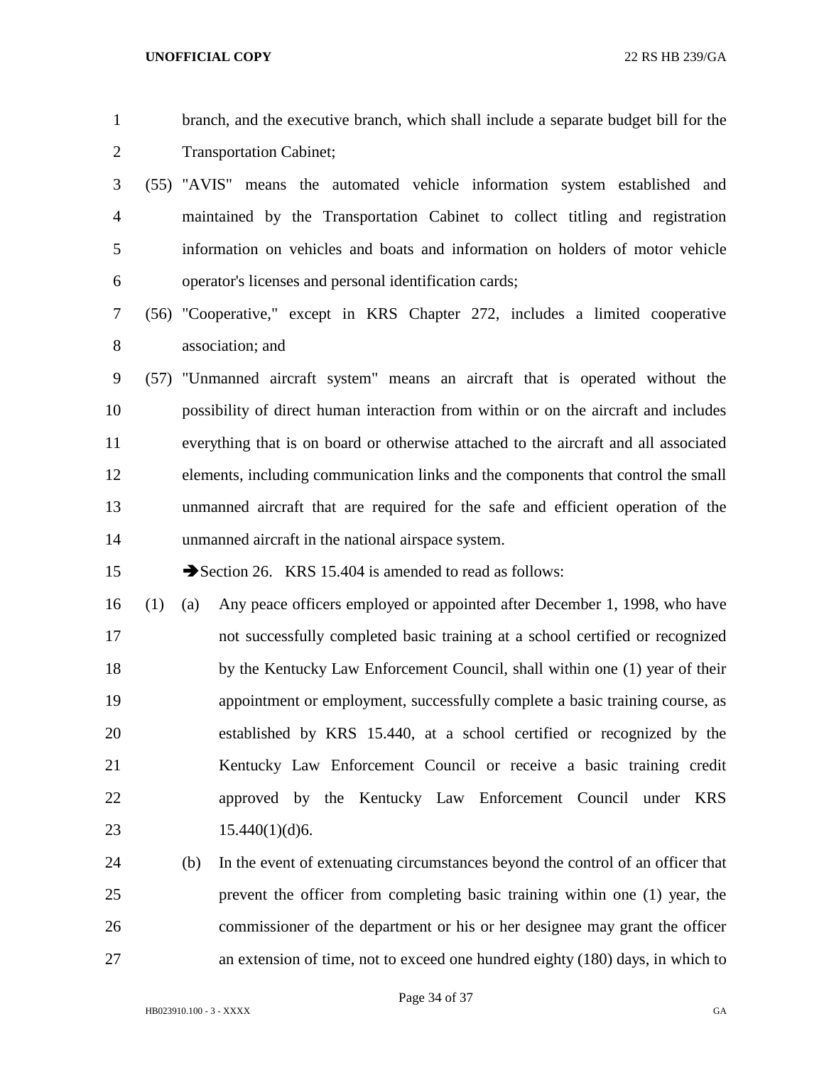branch, and the executive branch, which shall include a separate budget bill for the Transportation Cabinet;

(55) "AVIS" means the automated vehicle information system established and maintained by the Transportation Cabinet to collect titling and registration information on vehicles and boats and information on holders of motor vehicle operator's licenses and personal identification cards;

(56) "Cooperative," except in KRS Chapter 272, includes a limited cooperative association; and

(57) "Unmanned aircraft system" means an aircraft that is operated without the possibility of direct human interaction from within or on the aircraft and includes everything that is on board or otherwise attached to the aircraft and all associated elements, including communication links and the components that control the small unmanned aircraft that are required for the safe and efficient operation of the unmanned aircraft in the national airspace system.

➔Section 26. KRS 15.404 is amended to read as follows:

(1) (a) Any peace officers employed or appointed after December 1, 1998, who have not successfully completed basic training at a school certified or recognized by the Kentucky Law Enforcement Council, shall within one (1) year of their appointment or employment, successfully complete a basic training course, as established by KRS 15.440, at a school certified or recognized by the Kentucky Law Enforcement Council or receive a basic training credit approved by the Kentucky Law Enforcement Council under KRS 15.440(1)(d)6.

(b) In the event of extenuating circumstances beyond the control of an officer that prevent the officer from completing basic training within one (1) year, the commissioner of the department or his or her designee may grant the officer an extension of time, not to exceed one hundred eighty (180) days, in which to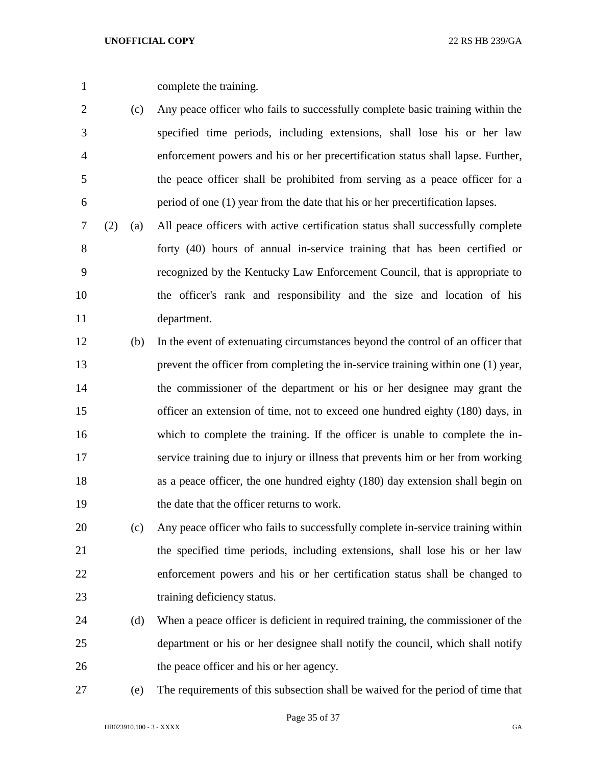complete the training.

(c) Any peace officer who fails to successfully complete basic training within the specified time periods, including extensions, shall lose his or her law enforcement powers and his or her precertification status shall lapse. Further, the peace officer shall be prohibited from serving as a peace officer for a period of one (1) year from the date that his or her precertification lapses.

(2) (a) All peace officers with active certification status shall successfully complete forty (40) hours of annual in-service training that has been certified or recognized by the Kentucky Law Enforcement Council, that is appropriate to the officer's rank and responsibility and the size and location of his department.

(b) In the event of extenuating circumstances beyond the control of an officer that prevent the officer from completing the in-service training within one (1) year, the commissioner of the department or his or her designee may grant the officer an extension of time, not to exceed one hundred eighty (180) days, in which to complete the training. If the officer is unable to complete the in-service training due to injury or illness that prevents him or her from working as a peace officer, the one hundred eighty (180) day extension shall begin on the date that the officer returns to work.

(c) Any peace officer who fails to successfully complete in-service training within the specified time periods, including extensions, shall lose his or her law enforcement powers and his or her certification status shall be changed to training deficiency status.

(d) When a peace officer is deficient in required training, the commissioner of the department or his or her designee shall notify the council, which shall notify the peace officer and his or her agency.

(e) The requirements of this subsection shall be waived for the period of time that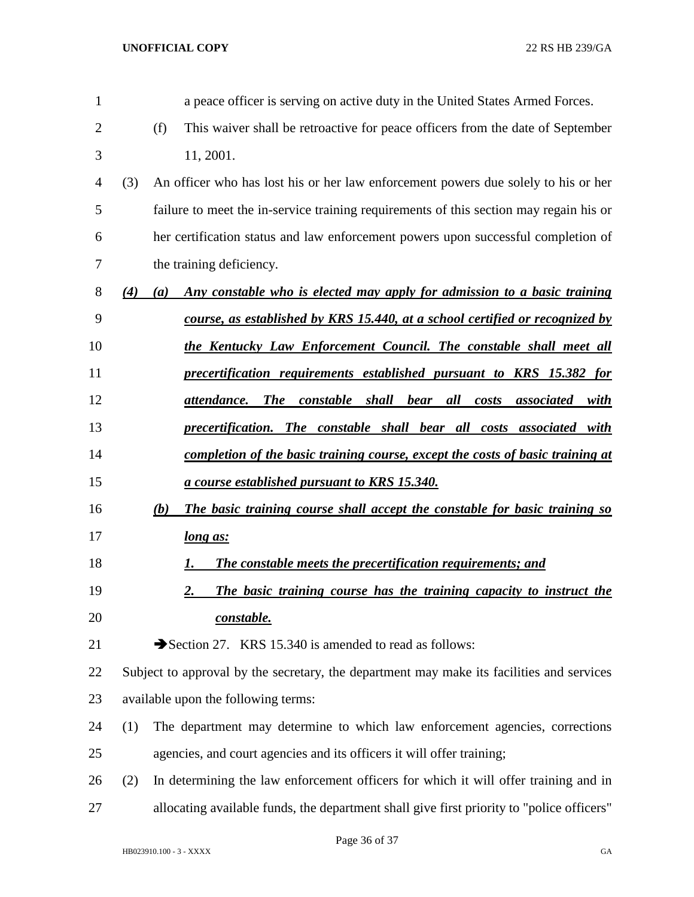a peace officer is serving on active duty in the United States Armed Forces.

(f) This waiver shall be retroactive for peace officers from the date of September 11, 2001.

(3) An officer who has lost his or her law enforcement powers due solely to his or her failure to meet the in-service training requirements of this section may regain his or her certification status and law enforcement powers upon successful completion of the training deficiency.

***(4) (a) Any constable who is elected may apply for admission to a basic training course, as established by KRS 15.440, at a school certified or recognized by the Kentucky Law Enforcement Council. The constable shall meet all precertification requirements established pursuant to KRS 15.382 for attendance. The constable shall bear all costs associated with precertification. The constable shall bear all costs associated with completion of the basic training course, except the costs of basic training at a course established pursuant to KRS 15.340.***

***(b) The basic training course shall accept the constable for basic training so long as:***

***1. The constable meets the precertification requirements; and***

***2. The basic training course has the training capacity to instruct the constable.***

➔Section 27. KRS 15.340 is amended to read as follows:

Subject to approval by the secretary, the department may make its facilities and services available upon the following terms:

(1) The department may determine to which law enforcement agencies, corrections agencies, and court agencies and its officers it will offer training;

(2) In determining the law enforcement officers for which it will offer training and in allocating available funds, the department shall give first priority to "police officers"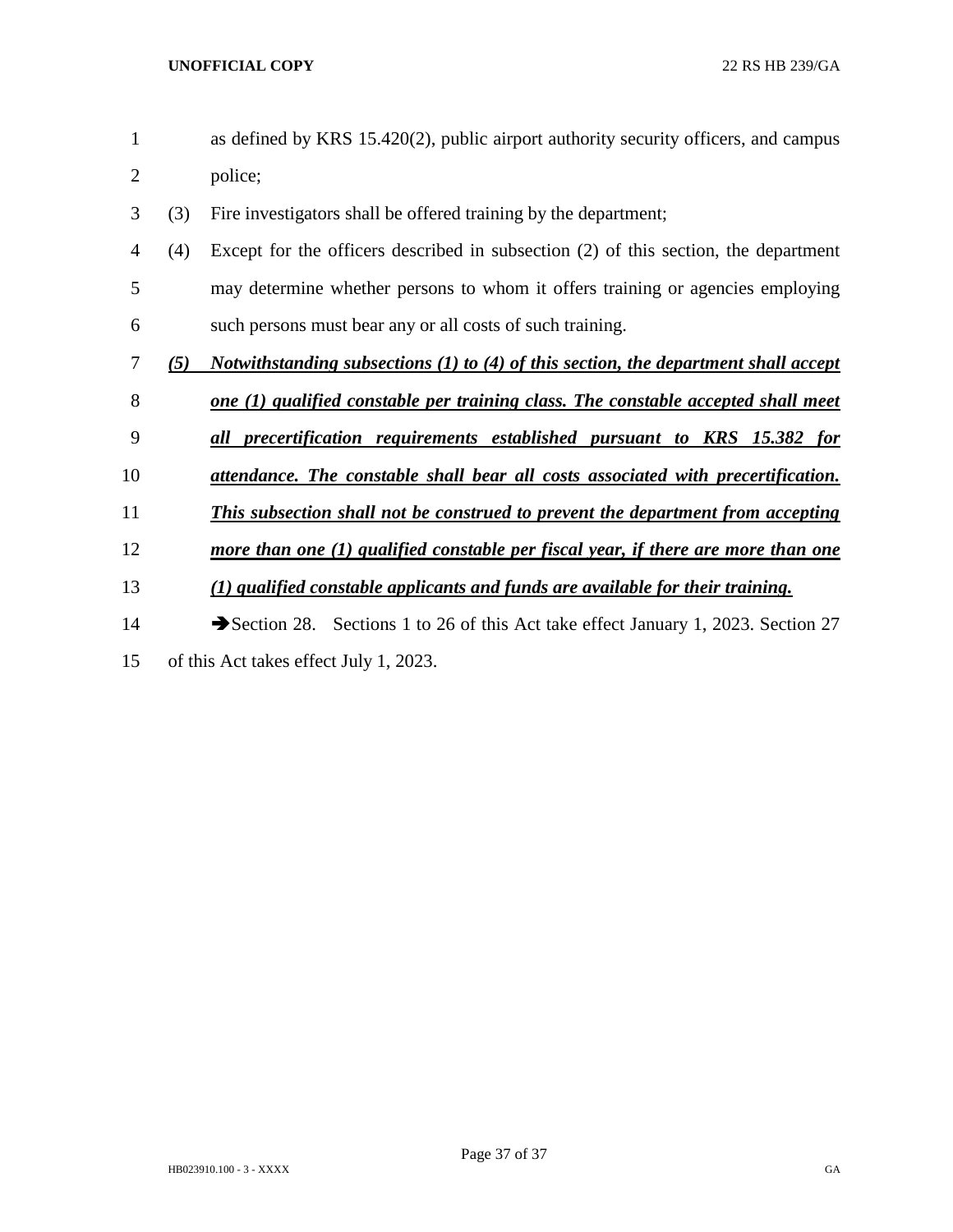as defined by KRS 15.420(2), public airport authority security officers, and campus police;

(3) Fire investigators shall be offered training by the department;

(4) Except for the officers described in subsection (2) of this section, the department may determine whether persons to whom it offers training or agencies employing such persons must bear any or all costs of such training.

***(5) Notwithstanding subsections (1) to (4) of this section, the department shall accept one (1) qualified constable per training class. The constable accepted shall meet all precertification requirements established pursuant to KRS 15.382 for attendance. The constable shall bear all costs associated with precertification. This subsection shall not be construed to prevent the department from accepting more than one (1) qualified constable per fiscal year, if there are more than one (1) qualified constable applicants and funds are available for their training.***

➔Section 28. Sections 1 to 26 of this Act take effect January 1, 2023. Section 27 of this Act takes effect July 1, 2023.